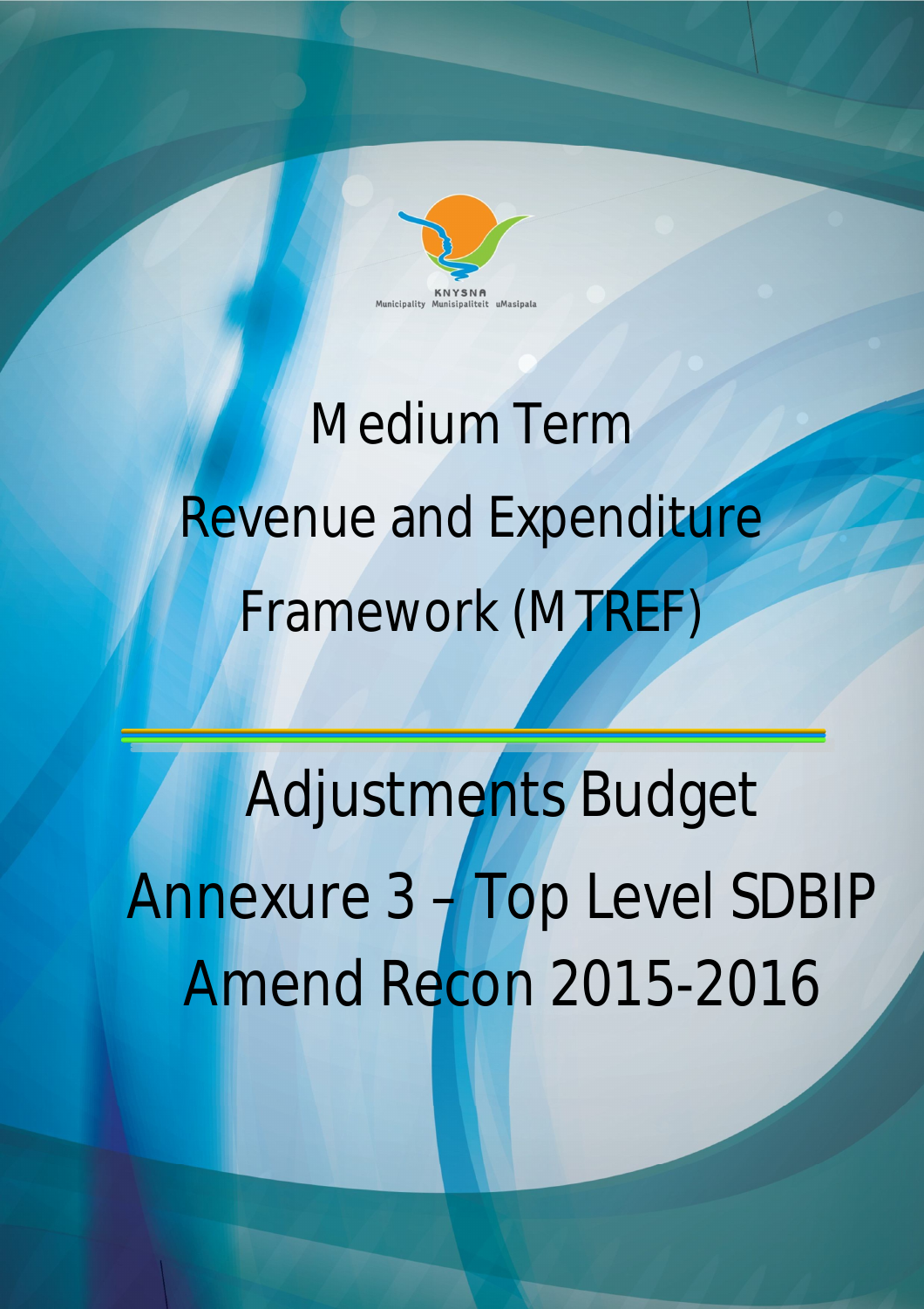KNYSNA
Municipality Munisipaliteit uMasipala

# Medium Term Revenue and Expenditure Framework (MTREF)

# Adjustments Budget

# Annexure 3 – Top Level SDBIP Amend Recon 2015-2016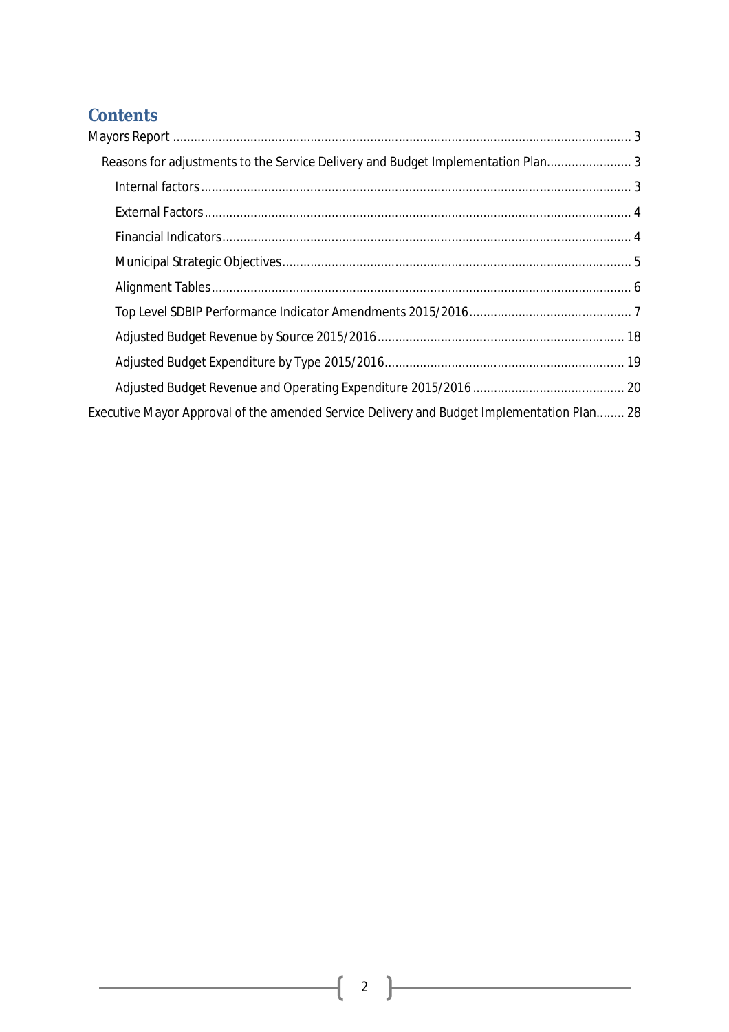# Contents

Mayors Report ..................................................................................................................................... 3

- Reasons for adjustments to the Service Delivery and Budget Implementation Plan........................ 3
  - Internal factors ............................................................................................................................. 3
  - External Factors ............................................................................................................................ 4
  - Financial Indicators ...................................................................................................................... 4
  - Municipal Strategic Objectives ..................................................................................................... 5
  - Alignment Tables ......................................................................................................................... 6
  - Top Level SDBIP Performance Indicator Amendments 2015/2016 ............................................. 7
  - Adjusted Budget Revenue by Source 2015/2016 ...................................................................... 18
  - Adjusted Budget Expenditure by Type 2015/2016 .................................................................... 19
  - Adjusted Budget Revenue and Operating Expenditure 2015/2016 ........................................... 20

Executive Mayor Approval of the amended Service Delivery and Budget Implementation Plan........ 28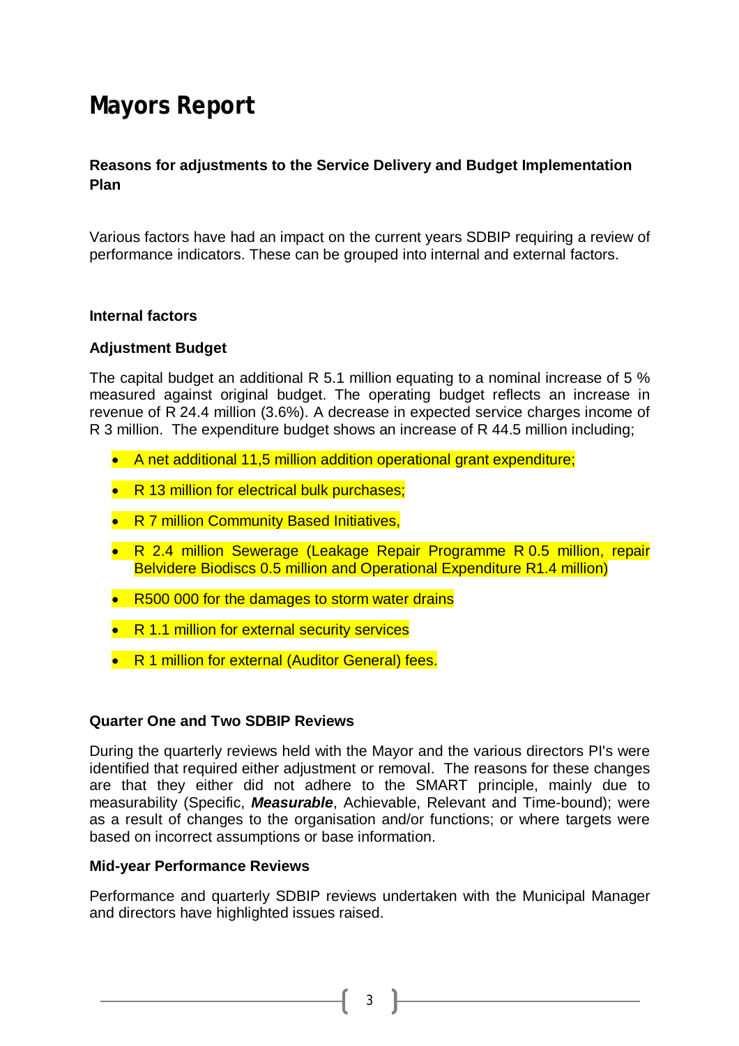# Mayors Report

**Reasons for adjustments to the Service Delivery and Budget Implementation Plan**

Various factors have had an impact on the current years SDBIP requiring a review of performance indicators. These can be grouped into internal and external factors.

**Internal factors**

**Adjustment Budget**

The capital budget an additional R 5.1 million equating to a nominal increase of 5 % measured against original budget. The operating budget reflects an increase in revenue of R 24.4 million (3.6%). A decrease in expected service charges income of R 3 million. The expenditure budget shows an increase of R 44.5 million including;

- A net additional 11,5 million addition operational grant expenditure;
- R 13 million for electrical bulk purchases;
- R 7 million Community Based Initiatives,
- R 2.4 million Sewerage (Leakage Repair Programme R 0.5 million, repair Belvidere Biodiscs 0.5 million and Operational Expenditure R1.4 million)
- R500 000 for the damages to storm water drains
- R 1.1 million for external security services
- R 1 million for external (Auditor General) fees.

**Quarter One and Two SDBIP Reviews**

During the quarterly reviews held with the Mayor and the various directors PI's were identified that required either adjustment or removal. The reasons for these changes are that they either did not adhere to the SMART principle, mainly due to measurability (Specific, ***Measurable***, Achievable, Relevant and Time-bound); were as a result of changes to the organisation and/or functions; or where targets were based on incorrect assumptions or base information.

**Mid-year Performance Reviews**

Performance and quarterly SDBIP reviews undertaken with the Municipal Manager and directors have highlighted issues raised.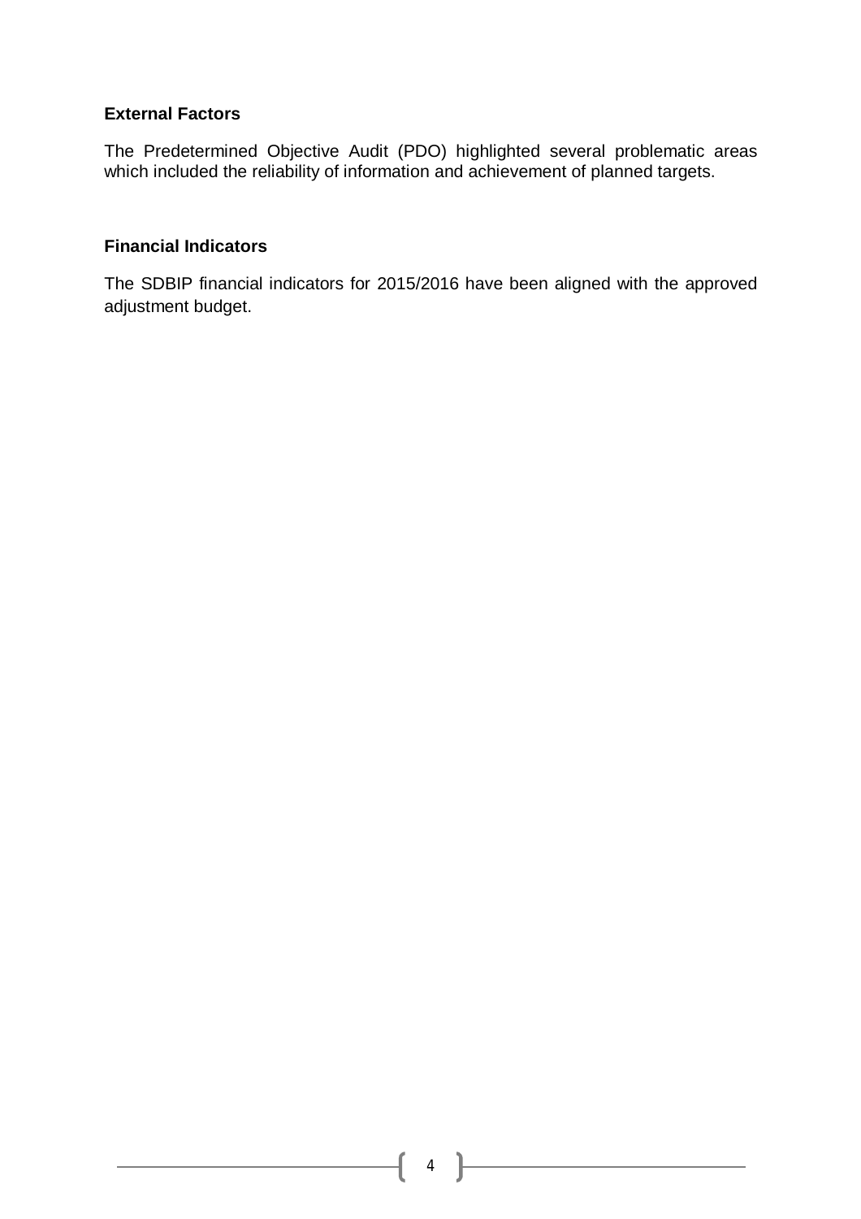**External Factors**

The Predetermined Objective Audit (PDO) highlighted several problematic areas which included the reliability of information and achievement of planned targets.

**Financial Indicators**

The SDBIP financial indicators for 2015/2016 have been aligned with the approved adjustment budget.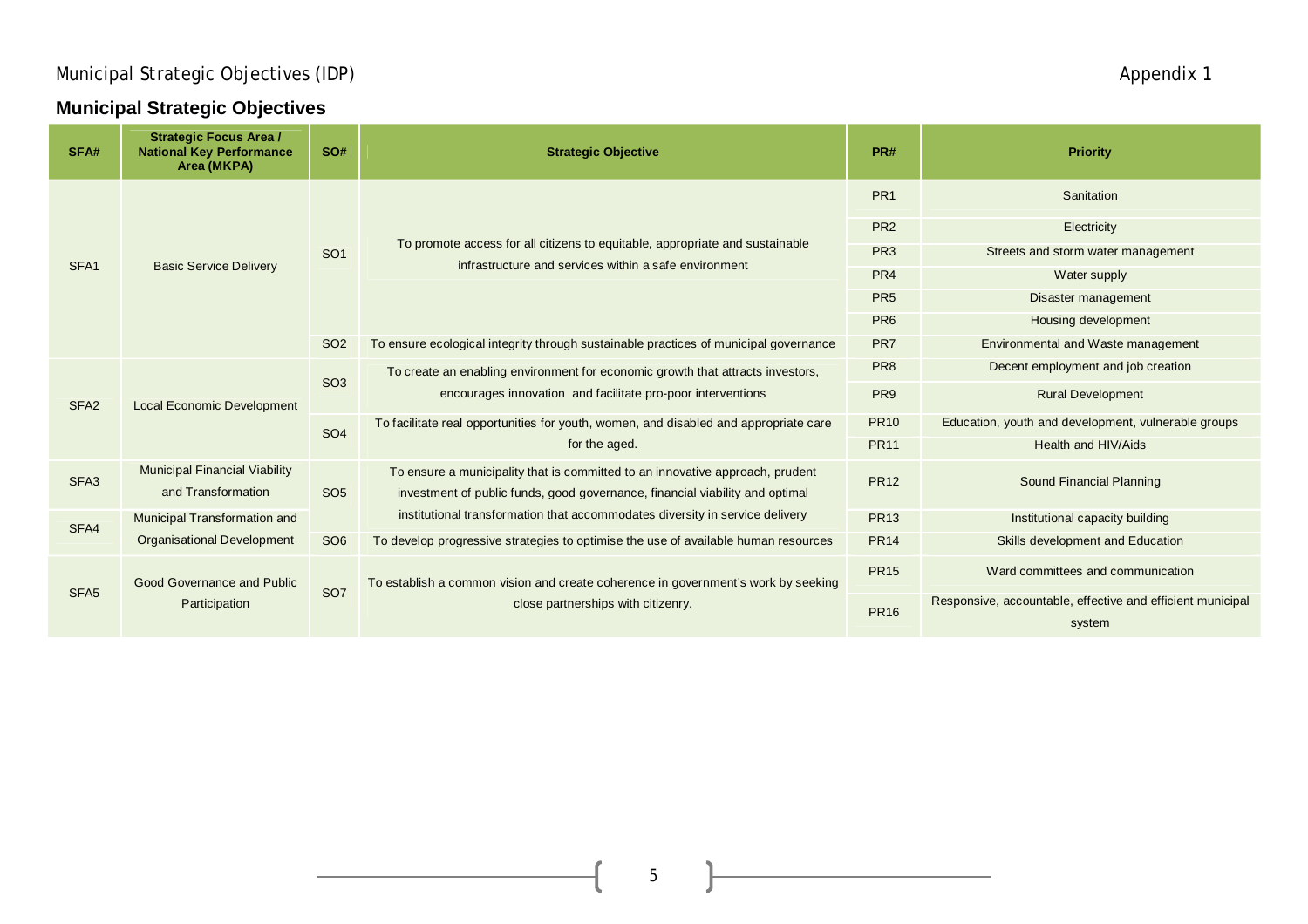Municipal Strategic Objectives (IDP) Appendix 1

## Municipal Strategic Objectives

| SFA# | Strategic Focus Area / National Key Performance Area (MKPA) | SO# | Strategic Objective | PR# | Priority |
|---|---|---|---|---|---|
| SFA1 | Basic Service Delivery | SO1 | To promote access for all citizens to equitable, appropriate and sustainable infrastructure and services within a safe environment | PR1 | Sanitation |
| | | | | PR2 | Electricity |
| | | | | PR3 | Streets and storm water management |
| | | | | PR4 | Water supply |
| | | | | PR5 | Disaster management |
| | | | | PR6 | Housing development |
| | | SO2 | To ensure ecological integrity through sustainable practices of municipal governance | PR7 | Environmental and Waste management |
| SFA2 | Local Economic Development | SO3 | To create an enabling environment for economic growth that attracts investors, encourages innovation and facilitate pro-poor interventions | PR8 | Decent employment and job creation |
| | | | | PR9 | Rural Development |
| | | SO4 | To facilitate real opportunities for youth, women, and disabled and appropriate care for the aged. | PR10 | Education, youth and development, vulnerable groups |
| | | | | PR11 | Health and HIV/Aids |
| SFA3 | Municipal Financial Viability and Transformation | SO5 | To ensure a municipality that is committed to an innovative approach, prudent investment of public funds, good governance, financial viability and optimal institutional transformation that accommodates diversity in service delivery | PR12 | Sound Financial Planning |
| SFA4 | Municipal Transformation and Organisational Development | | | PR13 | Institutional capacity building |
| | | SO6 | To develop progressive strategies to optimise the use of available human resources | PR14 | Skills development and Education |
| SFA5 | Good Governance and Public Participation | SO7 | To establish a common vision and create coherence in government's work by seeking close partnerships with citizenry. | PR15 | Ward committees and communication |
| | | | | PR16 | Responsive, accountable, effective and efficient municipal system |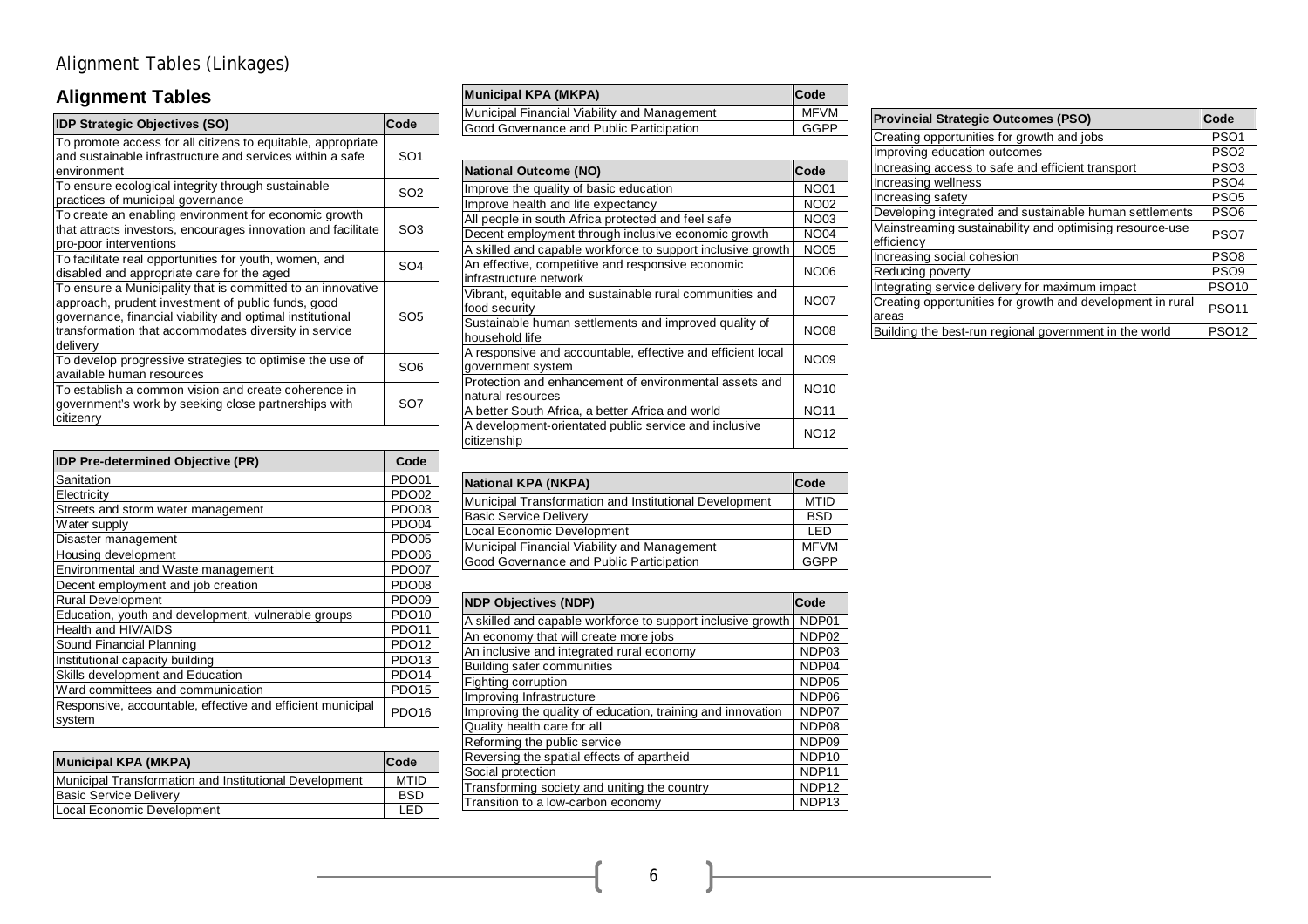# Alignment Tables (Linkages)

## Alignment Tables

| IDP Strategic Objectives (SO) | Code |
| --- | --- |
| To promote access for all citizens to equitable, appropriate and sustainable infrastructure and services within a safe environment | SO1 |
| To ensure ecological integrity through sustainable practices of municipal governance | SO2 |
| To create an enabling environment for economic growth that attracts investors, encourages innovation and facilitate pro-poor interventions | SO3 |
| To facilitate real opportunities for youth, women, and disabled and appropriate care for the aged | SO4 |
| To ensure a Municipality that is committed to an innovative approach, prudent investment of public funds, good governance, financial viability and optimal institutional transformation that accommodates diversity in service delivery | SO5 |
| To develop progressive strategies to optimise the use of available human resources | SO6 |
| To establish a common vision and create coherence in government's work by seeking close partnerships with citizenry | SO7 |

| IDP Pre-determined Objective (PR) | Code |
| --- | --- |
| Sanitation | PDO01 |
| Electricity | PDO02 |
| Streets and storm water management | PDO03 |
| Water supply | PDO04 |
| Disaster management | PDO05 |
| Housing development | PDO06 |
| Environmental and Waste management | PDO07 |
| Decent employment and job creation | PDO08 |
| Rural Development | PDO09 |
| Education, youth and development, vulnerable groups | PDO10 |
| Health and HIV/AIDS | PDO11 |
| Sound Financial Planning | PDO12 |
| Institutional capacity building | PDO13 |
| Skills development and Education | PDO14 |
| Ward committees and communication | PDO15 |
| Responsive, accountable, effective and efficient municipal system | PDO16 |

| Municipal KPA (MKPA) | Code |
| --- | --- |
| Municipal Transformation and Institutional Development | MTID |
| Basic Service Delivery | BSD |
| Local Economic Development | LED |
| Municipal Financial Viability and Management | MFVM |
| Good Governance and Public Participation | GGPP |

| National Outcome (NO) | Code |
| --- | --- |
| Improve the quality of basic education | NO01 |
| Improve health and life expectancy | NO02 |
| All people in south Africa protected and feel safe | NO03 |
| Decent employment through inclusive economic growth | NO04 |
| A skilled and capable workforce to support inclusive growth | NO05 |
| An effective, competitive and responsive economic infrastructure network | NO06 |
| Vibrant, equitable and sustainable rural communities and food security | NO07 |
| Sustainable human settlements and improved quality of household life | NO08 |
| A responsive and accountable, effective and efficient local government system | NO09 |
| Protection and enhancement of environmental assets and natural resources | NO10 |
| A better South Africa, a better Africa and world | NO11 |
| A development-orientated public service and inclusive citizenship | NO12 |

| National KPA (NKPA) | Code |
| --- | --- |
| Municipal Transformation and Institutional Development | MTID |
| Basic Service Delivery | BSD |
| Local Economic Development | LED |
| Municipal Financial Viability and Management | MFVM |
| Good Governance and Public Participation | GGPP |

| NDP Objectives (NDP) | Code |
| --- | --- |
| A skilled and capable workforce to support inclusive growth | NDP01 |
| An economy that will create more jobs | NDP02 |
| An inclusive and integrated rural economy | NDP03 |
| Building safer communities | NDP04 |
| Fighting corruption | NDP05 |
| Improving Infrastructure | NDP06 |
| Improving the quality of education, training and innovation | NDP07 |
| Quality health care for all | NDP08 |
| Reforming the public service | NDP09 |
| Reversing the spatial effects of apartheid | NDP10 |
| Social protection | NDP11 |
| Transforming society and uniting the country | NDP12 |
| Transition to a low-carbon economy | NDP13 |

| Provincial Strategic Outcomes (PSO) | Code |
| --- | --- |
| Creating opportunities for growth and jobs | PSO1 |
| Improving education outcomes | PSO2 |
| Increasing access to safe and efficient transport | PSO3 |
| Increasing wellness | PSO4 |
| Increasing safety | PSO5 |
| Developing integrated and sustainable human settlements | PSO6 |
| Mainstreaming sustainability and optimising resource-use efficiency | PSO7 |
| Increasing social cohesion | PSO8 |
| Reducing poverty | PSO9 |
| Integrating service delivery for maximum impact | PSO10 |
| Creating opportunities for growth and development in rural areas | PSO11 |
| Building the best-run regional government in the world | PSO12 |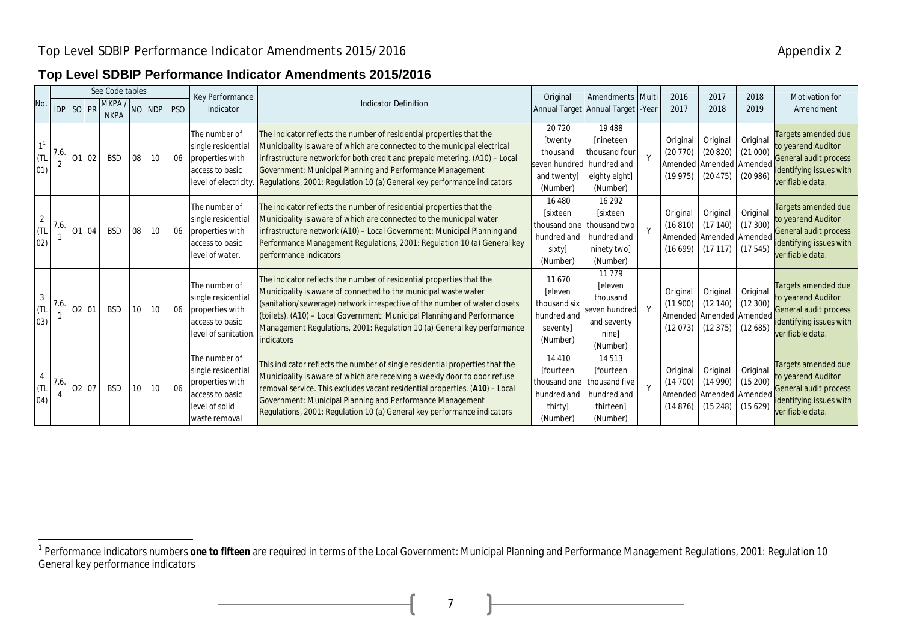## Top Level SDBIP Performance Indicator Amendments 2015/2016

| No. | See Code tables | | | | | | | Key Performance Indicator | Indicator Definition | Original Annual Target | Amendments Annual Target | Multi-Year | 2016 2017 | 2017 2018 | 2018 2019 | Motivation for Amendment |
|---|---|---|---|---|---|---|---|---|---|---|---|---|---|---|---|---|
| | IDP | SO | PR | MKPA / NKPA | NO | NDP | PSO | | | | | | | | | |
| 1[1] (TL 01) | 7.6.2 | O1 | 02 | BSD | 08 | 10 | 06 | The number of single residential properties with access to basic level of electricity. | The indicator reflects the number of residential properties that the Municipality is aware of which are connected to the municipal electrical infrastructure network for both credit and prepaid metering. (A10) – Local Government: Municipal Planning and Performance Management Regulations, 2001: Regulation 10 (a) General key performance indicators | 20 720 [twenty thousand seven hundred and twenty] (Number) | 19 488 [nineteen thousand four hundred and eighty eight] (Number) | Y | Original (20 770) Amended (19 975) | Original (20 820) Amended (20 475) | Original (21 000) Amended (20 986) | Targets amended due to yearend Auditor General audit process identifying issues with verifiable data. |
| 2 (TL 02) | 7.6.1 | O1 | 04 | BSD | 08 | 10 | 06 | The number of single residential properties with access to basic level of water. | The indicator reflects the number of residential properties that the Municipality is aware of which are connected to the municipal water infrastructure network (A10) – Local Government: Municipal Planning and Performance Management Regulations, 2001: Regulation 10 (a) General key performance indicators | 16 480 [sixteen thousand one hundred and sixty] (Number) | 16 292 [sixteen thousand two hundred and ninety two] (Number) | Y | Original (16 810) Amended (16 699) | Original (17 140) Amended (17 117) | Original (17 300) Amended (17 545) | Targets amended due to yearend Auditor General audit process identifying issues with verifiable data. |
| 3 (TL 03) | 7.6.1 | O2 | 01 | BSD | 10 | 10 | 06 | The number of single residential properties with access to basic level of sanitation. | The indicator reflects the number of residential properties that the Municipality is aware of connected to the municipal waste water (sanitation/sewerage) network irrespective of the number of water closets (toilets). (A10) – Local Government: Municipal Planning and Performance Management Regulations, 2001: Regulation 10 (a) General key performance indicators | 11 670 [eleven thousand six hundred and seventy] (Number) | 11 779 [eleven thousand seven hundred and seventy nine] (Number) | Y | Original (11 900) Amended (12 073) | Original (12 140) Amended (12 375) | Original (12 300) Amended (12 685) | Targets amended due to yearend Auditor General audit process identifying issues with verifiable data. |
| 4 (TL 04) | 7.6.4 | O2 | 07 | BSD | 10 | 10 | 06 | The number of single residential properties with access to basic level of solid waste removal | This indicator reflects the number of single residential properties that the Municipality is aware of which are receiving a weekly door to door refuse removal service. This excludes vacant residential properties. (**A10**) – Local Government: Municipal Planning and Performance Management Regulations, 2001: Regulation 10 (a) General key performance indicators | 14 410 [fourteen thousand one hundred and thirty] (Number) | 14 513 [fourteen thousand five hundred and thirteen] (Number) | Y | Original (14 700) Amended (14 876) | Original (14 990) Amended (15 248) | Original (15 200) Amended (15 629) | Targets amended due to yearend Auditor General audit process identifying issues with verifiable data. |

[1] Performance indicators numbers **one to fifteen** are required in terms of the Local Government: Municipal Planning and Performance Management Regulations, 2001: Regulation 10 General key performance indicators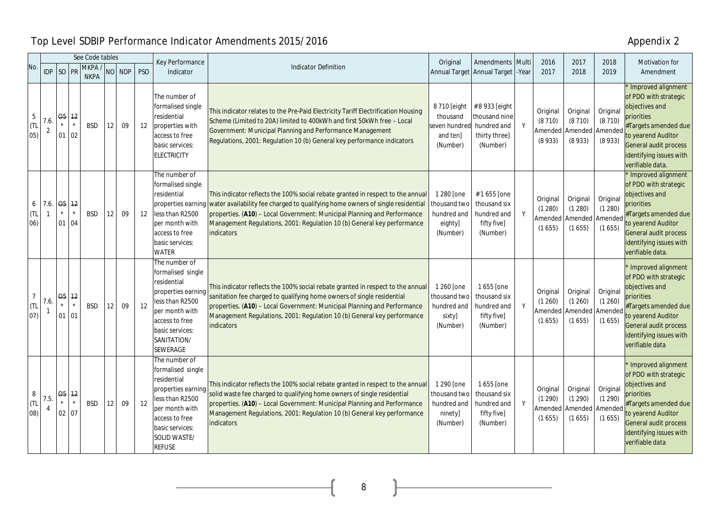# Top Level SDBIP Performance Indicator Amendments 2015/2016

Appendix 2

| No. | See Code tables | | | | | | | Key Performance Indicator | Indicator Definition | Original Annual Target | Amendments Annual Target | Multi-Year | 2016 2017 | 2017 2018 | 2018 2019 | Motivation for Amendment |
|---|---|---|---|---|---|---|---|---|---|---|---|---|---|---|---|---|
| | IDP | SO | PR | MKPA / NKPA | NO | NDP | PSO | | | | | | | | | |
| 5 (TL 05) | 7.6. 2 | 05 * 01 | 12 * 02 | BSD | 12 | 09 | 12 | The number of formalised single residential properties with access to free basic services: ELECTRICITY | This indicator relates to the Pre-Paid Electricity Tariff Electrification Housing Scheme (Limited to 20A) limited to 400kWh and first 50kWh free – Local Government: Municipal Planning and Performance Management Regulations, 2001: Regulation 10 (b) General key performance indicators | 8 710 [eight thousand seven hundred and ten] (Number) | #8 933 [eight thousand nine hundred and thirty three] (Number) | Y | Original (8 710) Amended (8 933) | Original (8 710) Amended (8 933) | Original (8 710) Amended (8 933) | * Improved alignment of PDO with strategic objectives and priorities #Targets amended due to yearend Auditor General audit process identifying issues with verifiable data. |
| 6 (TL 06) | 7.6. 1 | 05 * 01 | 12 * 04 | BSD | 12 | 09 | 12 | The number of formalised single residential properties earning less than R2500 per month with access to free basic services: WATER | This indicator reflects the 100% social rebate granted in respect to the annual water availability fee charged to qualifying home owners of single residential properties. (**A10**) – Local Government: Municipal Planning and Performance Management Regulations, 2001: Regulation 10 (b) General key performance indicators | 1 280 [one thousand two hundred and eighty] (Number) | #1 655 [one thousand six hundred and fifty five] (Number) | Y | Original (1 280) Amended (1 655) | Original (1 280) Amended (1 655) | Original (1 280) Amended (1 655) | * Improved alignment of PDO with strategic objectives and priorities #Targets amended due to yearend Auditor General audit process identifying issues with verifiable data. |
| 7 (TL 07) | 7.6. 1 | 05 * 01 | 12 * 01 | BSD | 12 | 09 | 12 | The number of formalised single residential properties earning less than R2500 per month with access to free basic services: SANITATION/ SEWERAGE | This indicator reflects the 100% social rebate granted in respect to the annual sanitation fee charged to qualifying home owners of single residential properties. (**A10**) – Local Government: Municipal Planning and Performance Management Regulations, 2001: Regulation 10 (b) General key performance indicators | 1 260 [one thousand two hundred and sixty] (Number) | 1 655 [one thousand six hundred and fifty five] (Number) | Y | Original (1 260) Amended (1 655) | Original (1 260) Amended (1 655) | Original (1 260) Amended (1 655) | * Improved alignment of PDO with strategic objectives and priorities #Targets amended due to yearend Auditor General audit process identifying issues with verifiable data |
| 8 (TL 08) | 7.5. 4 | 05 * 02 | 12 * 07 | BSD | 12 | 09 | 12 | The number of formalised single residential properties earning less than R2500 per month with access to free basic services: SOLID WASTE/ REFUSE | This indicator reflects the 100% social rebate granted in respect to the annual solid waste fee charged to qualifying home owners of single residential properties. (**A10**) – Local Government: Municipal Planning and Performance Management Regulations, 2001: Regulation 10 (b) General key performance indicators | 1 290 [one thousand two hundred and ninety] (Number) | 1 655 [one thousand six hundred and fifty five] (Number) | Y | Original (1 290) Amended (1 655) | Original (1 290) Amended (1 655) | Original (1 290) Amended (1 655) | * Improved alignment of PDO with strategic objectives and priorities #Targets amended due to yearend Auditor General audit process identifying issues with verifiable data |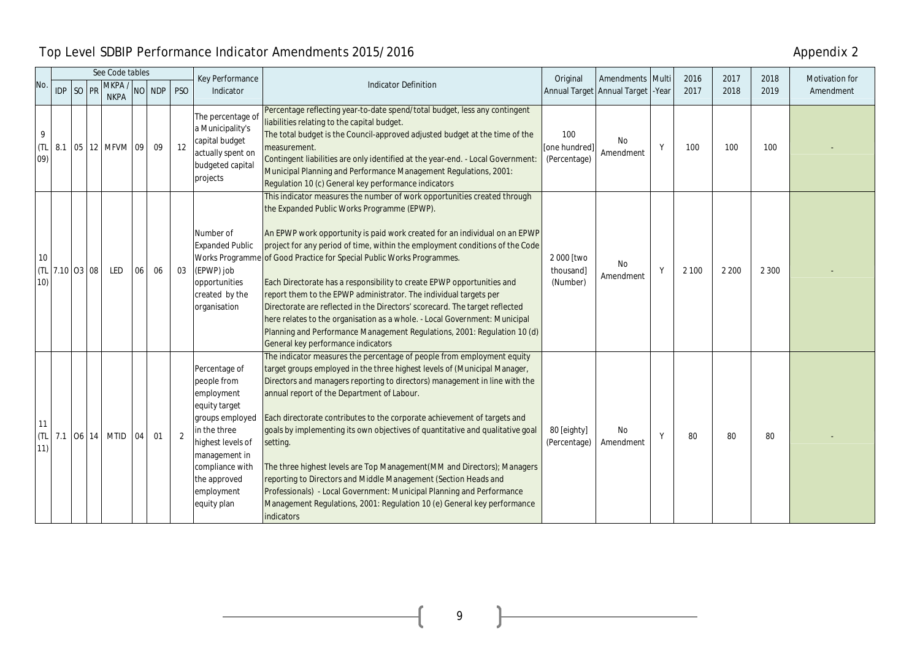# Top Level SDBIP Performance Indicator Amendments 2015/2016

Appendix 2

| No. | See Code tables | | | | | | | Key Performance Indicator | Indicator Definition | Original Annual Target | Amendments Annual Target | Multi-Year | 2016 2017 | 2017 2018 | 2018 2019 | Motivation for Amendment |
|---|---|---|---|---|---|---|---|---|---|---|---|---|---|---|---|---|
| | IDP | SO | PR | MKPA / NKPA | NO | NDP | PSO | | | | | | | | | |
| 9 (TL 09) | 8.1 | 05 | 12 | MFVM | 09 | 09 | 12 | The percentage of a Municipality's capital budget actually spent on budgeted capital projects | Percentage reflecting year-to-date spend/total budget, less any contingent liabilities relating to the capital budget. The total budget is the Council-approved adjusted budget at the time of the measurement. Contingent liabilities are only identified at the year-end. - Local Government: Municipal Planning and Performance Management Regulations, 2001: Regulation 10 (c) General key performance indicators | 100 [one hundred] (Percentage) | No Amendment | Y | 100 | 100 | 100 | - |
| 10 (TL 10) | 7.10 | O3 | 08 | LED | 06 | 06 | 03 | Number of Expanded Public Works Programme (EPWP) job opportunities created by the organisation | This indicator measures the number of work opportunities created through the Expanded Public Works Programme (EPWP). An EPWP work opportunity is paid work created for an individual on an EPWP project for any period of time, within the employment conditions of the Code of Good Practice for Special Public Works Programmes. Each Directorate has a responsibility to create EPWP opportunities and report them to the EPWP administrator. The individual targets per Directorate are reflected in the Directors' scorecard. The target reflected here relates to the organisation as a whole. - Local Government: Municipal Planning and Performance Management Regulations, 2001: Regulation 10 (d) General key performance indicators | 2 000 [two thousand] (Number) | No Amendment | Y | 2 100 | 2 200 | 2 300 | - |
| 11 (TL 11) | 7.1 | O6 | 14 | MTID | 04 | 01 | 2 | Percentage of people from employment equity target groups employed in the three highest levels of management in compliance with the approved employment equity plan | The indicator measures the percentage of people from employment equity target groups employed in the three highest levels of (Municipal Manager, Directors and managers reporting to directors) management in line with the annual report of the Department of Labour. Each directorate contributes to the corporate achievement of targets and goals by implementing its own objectives of quantitative and qualitative goal setting. The three highest levels are Top Management(MM and Directors); Managers reporting to Directors and Middle Management (Section Heads and Professionals) - Local Government: Municipal Planning and Performance Management Regulations, 2001: Regulation 10 (e) General key performance indicators | 80 [eighty] (Percentage) | No Amendment | Y | 80 | 80 | 80 | - |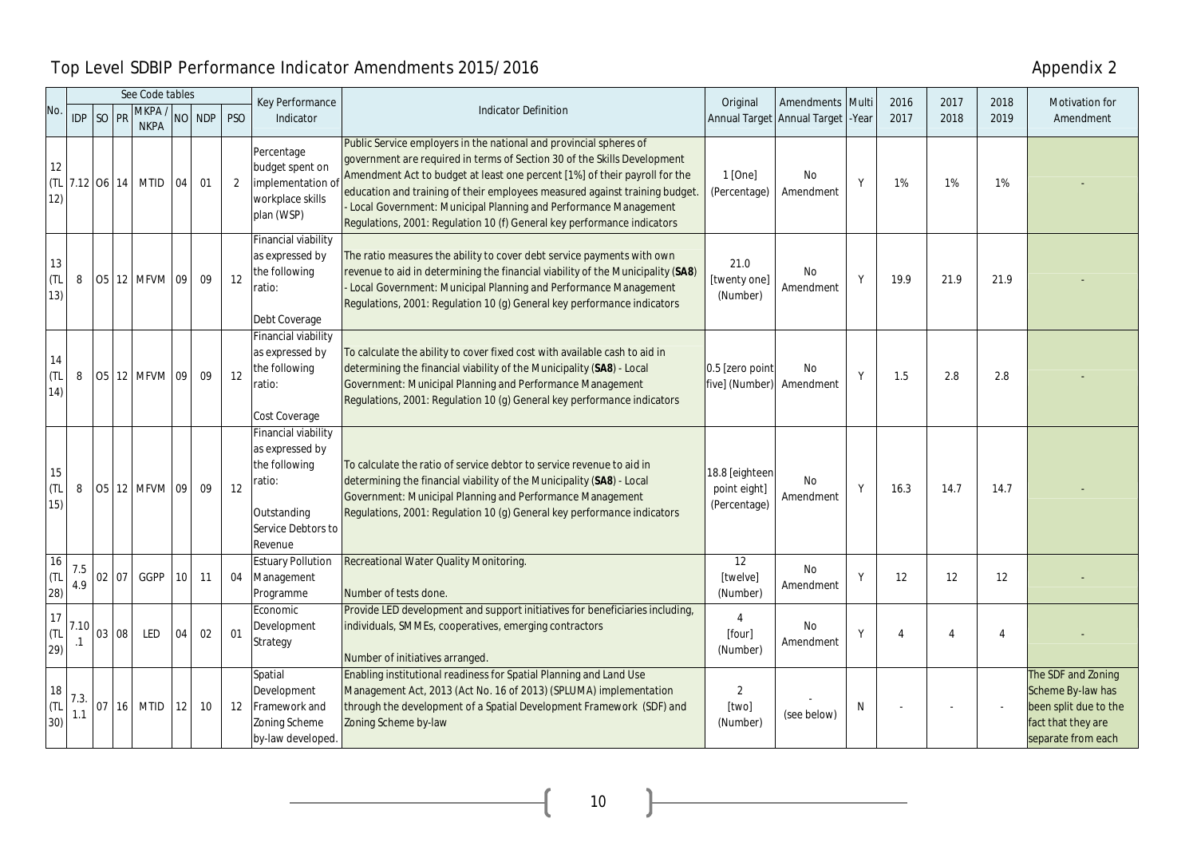# Top Level SDBIP Performance Indicator Amendments 2015/2016

Appendix 2

| No. | See Code tables | | | | | | | Key Performance Indicator | Indicator Definition | Original Annual Target | Amendments Annual Target | Multi-Year | 2016 2017 | 2017 2018 | 2018 2019 | Motivation for Amendment |
|---|---|---|---|---|---|---|---|---|---|---|---|---|---|---|---|---|
| | IDP | SO | PR | MKPA / NKPA | NO | NDP | PSO | | | | | | | | | |
| 12 (TL 12) | 7.12 | O6 | 14 | MTID | 04 | 01 | 2 | Percentage budget spent on implementation of workplace skills plan (WSP) | Public Service employers in the national and provincial spheres of government are required in terms of Section 30 of the Skills Development Amendment Act to budget at least one percent [1%] of their payroll for the education and training of their employees measured against training budget. - Local Government: Municipal Planning and Performance Management Regulations, 2001: Regulation 10 (f) General key performance indicators | 1 [One] (Percentage) | No Amendment | Y | 1% | 1% | 1% | - |
| 13 (TL 13) | 8 | O5 | 12 | MFVM | 09 | 09 | 12 | Financial viability as expressed by the following ratio:<br><br>Debt Coverage | The ratio measures the ability to cover debt service payments with own revenue to aid in determining the financial viability of the Municipality (**SA8**) - Local Government: Municipal Planning and Performance Management Regulations, 2001: Regulation 10 (g) General key performance indicators | 21.0 [twenty one] (Number) | No Amendment | Y | 19.9 | 21.9 | 21.9 | - |
| 14 (TL 14) | 8 | O5 | 12 | MFVM | 09 | 09 | 12 | Financial viability as expressed by the following ratio:<br><br>Cost Coverage | To calculate the ability to cover fixed cost with available cash to aid in determining the financial viability of the Municipality (**SA8**) - Local Government: Municipal Planning and Performance Management Regulations, 2001: Regulation 10 (g) General key performance indicators | 0.5 [zero point five] (Number) | No Amendment | Y | 1.5 | 2.8 | 2.8 | - |
| 15 (TL 15) | 8 | O5 | 12 | MFVM | 09 | 09 | 12 | Financial viability as expressed by the following ratio:<br><br>Outstanding Service Debtors to Revenue | To calculate the ratio of service debtor to service revenue to aid in determining the financial viability of the Municipality (**SA8**) - Local Government: Municipal Planning and Performance Management Regulations, 2001: Regulation 10 (g) General key performance indicators | 18.8 [eighteen point eight] (Percentage) | No Amendment | Y | 16.3 | 14.7 | 14.7 | - |
| 16 (TL 28) | 7.5 4.9 | 02 | 07 | GGPP | 10 | 11 | 04 | Estuary Pollution Management Programme | Recreational Water Quality Monitoring.<br><br>Number of tests done. | 12 [twelve] (Number) | No Amendment | Y | 12 | 12 | 12 | - |
| 17 (TL 29) | 7.10 .1 | 03 | 08 | LED | 04 | 02 | 01 | Economic Development Strategy | Provide LED development and support initiatives for beneficiaries including, individuals, SMMEs, cooperatives, emerging contractors<br><br>Number of initiatives arranged. | 4 [four] (Number) | No Amendment | Y | 4 | 4 | 4 | - |
| 18 (TL 30) | 7.3. 1.1 | 07 | 16 | MTID | 12 | 10 | 12 | Spatial Development Framework and Zoning Scheme by-law developed. | Enabling institutional readiness for Spatial Planning and Land Use Management Act, 2013 (Act No. 16 of 2013) (SPLUMA) implementation through the development of a Spatial Development Framework (SDF) and Zoning Scheme by-law | 2 [two] (Number) | - (see below) | N | - | - | - | The SDF and Zoning Scheme By-law has been split due to the fact that they are separate from each |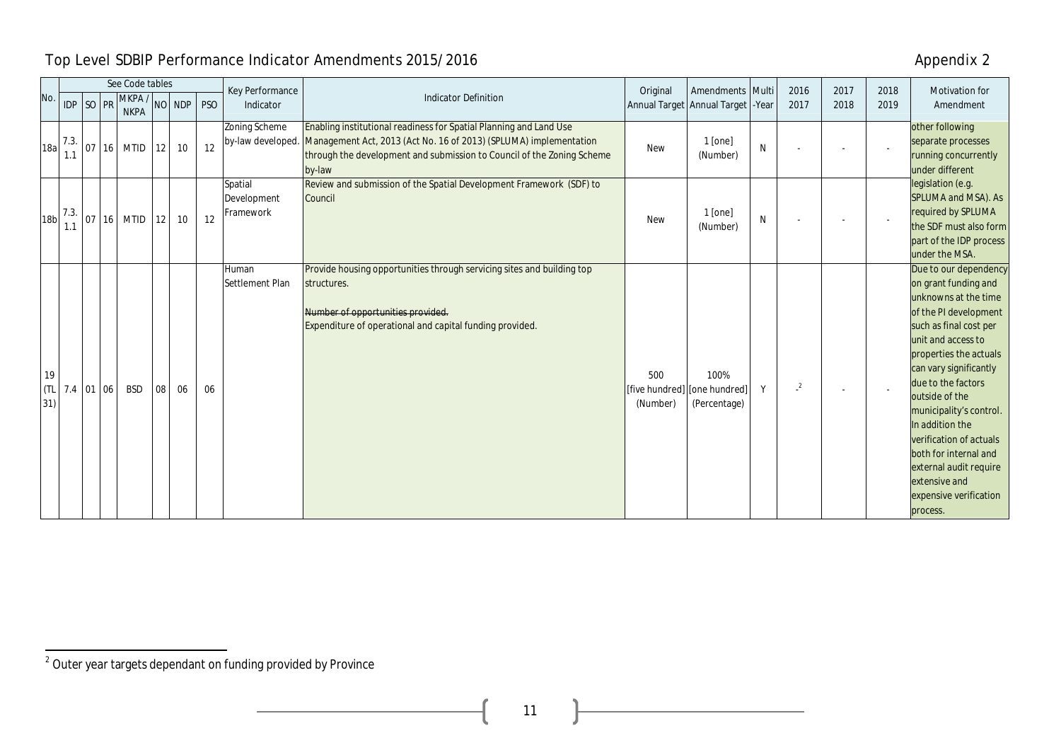## Top Level SDBIP Performance Indicator Amendments 2015/2016

Appendix 2

| No. | See Code tables | | | | | | | Key Performance Indicator | Indicator Definition | Original Annual Target | Amendments Annual Target | Multi-Year | 2016 2017 | 2017 2018 | 2018 2019 | Motivation for Amendment |
|---|---|---|---|---|---|---|---|---|---|---|---|---|---|---|---|---|
| | IDP | SO | PR | MKPA / NKPA | NO | NDP | PSO | | | | | | | | | |
| 18a | 7.3.1.1 | 07 | 16 | MTID | 12 | 10 | 12 | Zoning Scheme by-law developed. | Enabling institutional readiness for Spatial Planning and Land Use Management Act, 2013 (Act No. 16 of 2013) (SPLUMA) implementation through the development and submission to Council of the Zoning Scheme by-law | New | 1 [one] (Number) | N | - | - | - | other following separate processes running concurrently under different legislation (e.g. SPLUMA and MSA). As required by SPLUMA the SDF must also form part of the IDP process under the MSA. |
| 18b | 7.3.1.1 | 07 | 16 | MTID | 12 | 10 | 12 | Spatial Development Framework | Review and submission of the Spatial Development Framework (SDF) to Council | New | 1 [one] (Number) | N | - | - | - | |
| 19 (TL31) | 7.4 | 01 | 06 | BSD | 08 | 06 | 06 | Human Settlement Plan | Provide housing opportunities through servicing sites and building top structures. ~~Number of opportunities provided.~~ Expenditure of operational and capital funding provided. | 500 [five hundred] (Number) | 100% [one hundred] (Percentage) | Y | -[2] | - | - | Due to our dependency on grant funding and unknowns at the time of the PI development such as final cost per unit and access to properties the actuals can vary significantly due to the factors outside of the municipality's control. In addition the verification of actuals both for internal and external audit require extensive and expensive verification process. |

[2] Outer year targets dependant on funding provided by Province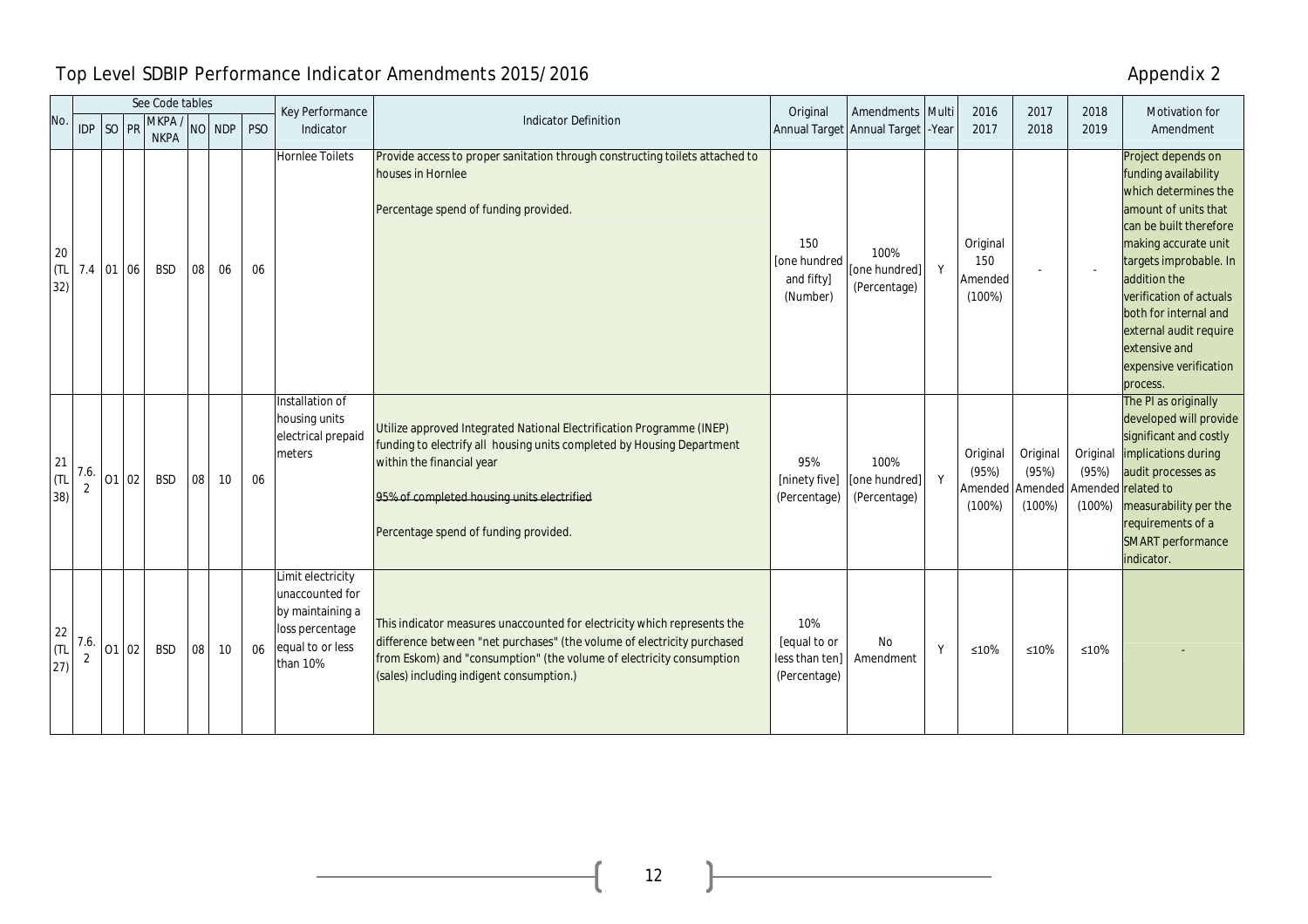# Top Level SDBIP Performance Indicator Amendments 2015/2016

Appendix 2

| No. | See Code tables | | | | | | | Key Performance Indicator | Indicator Definition | Original Annual Target | Amendments Annual Target | Multi-Year | 2016 2017 | 2017 2018 | 2018 2019 | Motivation for Amendment |
|---|---|---|---|---|---|---|---|---|---|---|---|---|---|---|---|---|
| | IDP | SO | PR | MKPA / NKPA | NO | NDP | PSO | | | | | | | | | |
| 20 (TL 32) | 7.4 | 01 | 06 | BSD | 08 | 06 | 06 | Hornlee Toilets | Provide access to proper sanitation through constructing toilets attached to houses in Hornlee<br><br>Percentage spend of funding provided. | 150 [one hundred and fifty] (Number) | 100% [one hundred] (Percentage) | Y | Original 150 Amended (100%) | - | - | Project depends on funding availability which determines the amount of units that can be built therefore making accurate unit targets improbable. In addition the verification of actuals both for internal and external audit require extensive and expensive verification process. |
| 21 (TL 38) | 7.6.2 | O1 | 02 | BSD | 08 | 10 | 06 | Installation of housing units electrical prepaid meters | Utilize approved Integrated National Electrification Programme (INEP) funding to electrify all housing units completed by Housing Department within the financial year<br><br>~~95% of completed housing units electrified~~<br><br>Percentage spend of funding provided. | 95% [ninety five] (Percentage) | 100% [one hundred] (Percentage) | Y | Original (95%) Amended (100%) | Original (95%) Amended (100%) | Original (95%) Amended (100%) | The PI as originally developed will provide significant and costly implications during audit processes as related to measurability per the requirements of a SMART performance indicator. |
| 22 (TL 27) | 7.6.2 | O1 | 02 | BSD | 08 | 10 | 06 | Limit electricity unaccounted for by maintaining a loss percentage equal to or less than 10% | This indicator measures unaccounted for electricity which represents the difference between "net purchases" (the volume of electricity purchased from Eskom) and "consumption" (the volume of electricity consumption (sales) including indigent consumption.) | 10% [equal to or less than ten] (Percentage) | No Amendment | Y | ≤10% | ≤10% | ≤10% | - |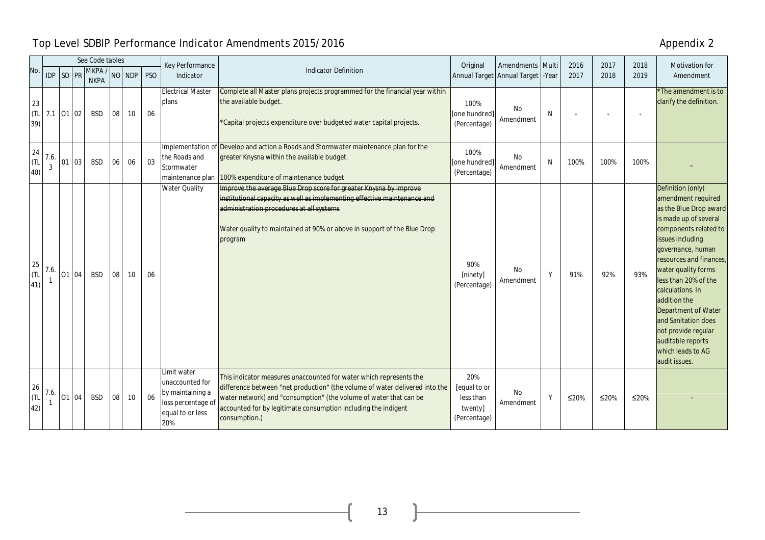Top Level SDBIP Performance Indicator Amendments 2015/2016

Appendix 2

| No. | See Code tables | | | | | | | Key Performance Indicator | Indicator Definition | Original Annual Target | Amendments Annual Target | Multi-Year | 2016 2017 | 2017 2018 | 2018 2019 | Motivation for Amendment |
|---|---|---|---|---|---|---|---|---|---|---|---|---|---|---|---|---|
| | IDP | SO | PR | MKPA / NKPA | NO | NDP | PSO | | | | | | | | | |
| 23 (TL 39) | 7.1 | O1 | 02 | BSD | 08 | 10 | 06 | Electrical Master plans | Complete all Master plans projects programmed for the financial year within the available budget.<br><br>*Capital projects expenditure over budgeted water capital projects. | 100% [one hundred] (Percentage) | No Amendment | N | - | - | - | *The amendment is to clarify the definition. |
| 24 (TL 40) | 7.6.3 | 01 | 03 | BSD | 06 | 06 | 03 | Implementation of the Roads and Stormwater maintenance plan | Develop and action a Roads and Stormwater maintenance plan for the greater Knysna within the available budget.<br><br>100% expenditure of maintenance budget | 100% [one hundred] (Percentage) | No Amendment | N | 100% | 100% | 100% | – |
| 25 (TL 41) | 7.6.1 | O1 | 04 | BSD | 08 | 10 | 06 | Water Quality | ~~Improve the average Blue Drop score for greater Knysna by improve institutional capacity as well as implementing effective maintenance and administration procedures at all systems~~<br><br>Water quality to maintained at 90% or above in support of the Blue Drop program | 90% [ninety] (Percentage) | No Amendment | Y | 91% | 92% | 93% | Definition (only) amendment required as the Blue Drop award is made up of several components related to issues including governance, human resources and finances, water quality forms less than 20% of the calculations. In addition the Department of Water and Sanitation does not provide regular auditable reports which leads to AG audit issues. |
| 26 (TL 42) | 7.6.1 | O1 | 04 | BSD | 08 | 10 | 06 | Limit water unaccounted for by maintaining a loss percentage of equal to or less 20% | This indicator measures unaccounted for water which represents the difference between "net production" (the volume of water delivered into the water network) and "consumption" (the volume of water that can be accounted for by legitimate consumption including the indigent consumption.) | 20% [equal to or less than twenty] (Percentage) | No Amendment | Y | ≤20% | ≤20% | ≤20% | - |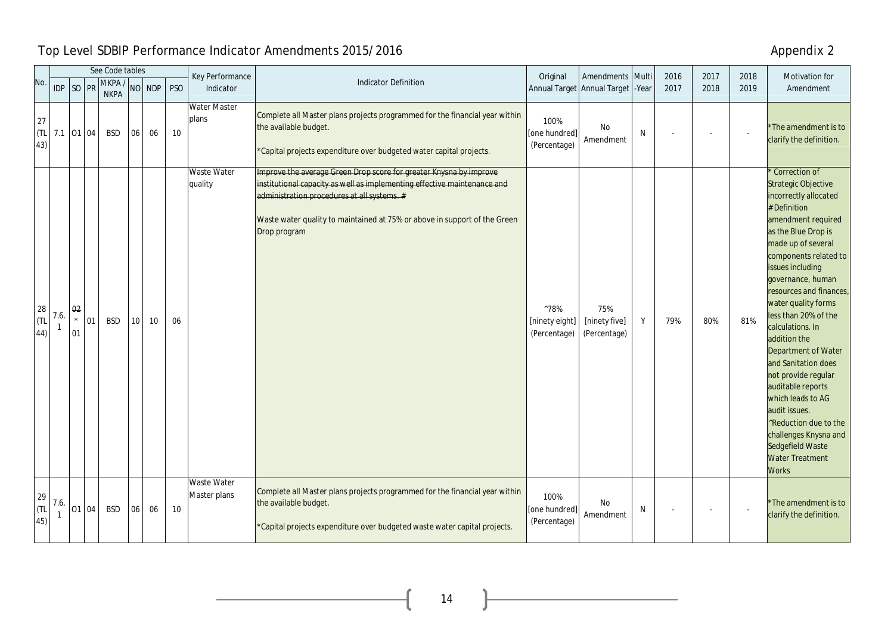## Top Level SDBIP Performance Indicator Amendments 2015/2016

Appendix 2

| No. | See Code tables | | | | | | | Key Performance Indicator | Indicator Definition | Original Annual Target | Amendments Annual Target | Multi -Year | 2016 2017 | 2017 2018 | 2018 2019 | Motivation for Amendment |
|---|---|---|---|---|---|---|---|---|---|---|---|---|---|---|---|---|
| | IDP | SO | PR | MKPA / NKPA | NO | NDP | PSO | | | | | | | | | |
| 27 (TL 43) | 7.1 | O1 | 04 | BSD | 06 | 06 | 10 | Water Master plans | Complete all Master plans projects programmed for the financial year within the available budget.<br><br>*Capital projects expenditure over budgeted water capital projects. | 100% [one hundred] (Percentage) | No Amendment | N | - | - | - | *The amendment is to clarify the definition. |
| 28 (TL 44) | 7.6. 1 | ~~O2~~ * O1 | 01 | BSD | 10 | 10 | 06 | Waste Water quality | ~~Improve the average Green Drop score for greater Knysna by improve institutional capacity as well as implementing effective maintenance and administration procedures at all systems. #~~<br><br>Waste water quality to maintained at 75% or above in support of the Green Drop program | ^78% [ninety eight] (Percentage) | 75% [ninety five] (Percentage) | Y | 79% | 80% | 81% | * Correction of Strategic Objective incorrectly allocated<br>#Definition amendment required as the Blue Drop is made up of several components related to issues including governance, human resources and finances, water quality forms less than 20% of the calculations. In addition the Department of Water and Sanitation does not provide regular auditable reports which leads to AG audit issues.<br>^Reduction due to the challenges Knysna and Sedgefield Waste Water Treatment Works |
| 29 (TL 45) | 7.6. 1 | O1 | 04 | BSD | 06 | 06 | 10 | Waste Water Master plans | Complete all Master plans projects programmed for the financial year within the available budget.<br><br>*Capital projects expenditure over budgeted waste water capital projects. | 100% [one hundred] (Percentage) | No Amendment | N | - | - | - | *The amendment is to clarify the definition. |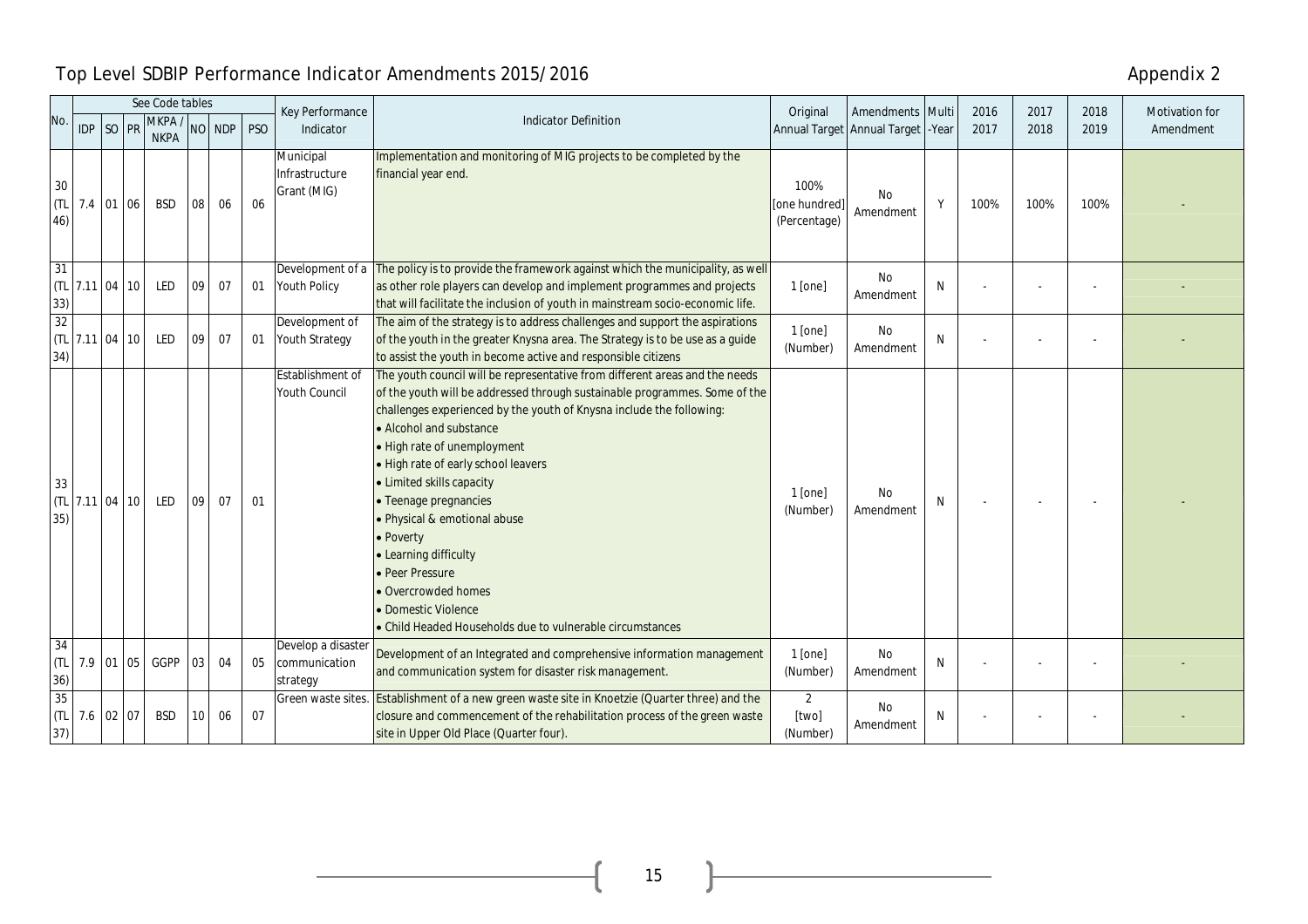# Top Level SDBIP Performance Indicator Amendments 2015/2016

Appendix 2

| No. | See Code tables | | | | | | | Key Performance Indicator | Indicator Definition | Original Annual Target | Amendments Annual Target | Multi-Year | 2016 2017 | 2017 2018 | 2018 2019 | Motivation for Amendment |
|---|---|---|---|---|---|---|---|---|---|---|---|---|---|---|---|---|
| | IDP | SO | PR | MKPA / NKPA | NO | NDP | PSO | | | | | | | | | |
| 30 (TL 46) | 7.4 | 01 | 06 | BSD | 08 | 06 | 06 | Municipal Infrastructure Grant (MIG) | Implementation and monitoring of MIG projects to be completed by the financial year end. | 100% [one hundred] (Percentage) | No Amendment | Y | 100% | 100% | 100% | - |
| 31 (TL 33) | 7.11 | 04 | 10 | LED | 09 | 07 | 01 | Development of a Youth Policy | The policy is to provide the framework against which the municipality, as well as other role players can develop and implement programmes and projects that will facilitate the inclusion of youth in mainstream socio-economic life. | 1 [one] | No Amendment | N | - | - | - | - |
| 32 (TL 34) | 7.11 | 04 | 10 | LED | 09 | 07 | 01 | Development of Youth Strategy | The aim of the strategy is to address challenges and support the aspirations of the youth in the greater Knysna area. The Strategy is to be use as a guide to assist the youth in become active and responsible citizens | 1 [one] (Number) | No Amendment | N | - | - | - | - |
| 33 (TL 35) | 7.11 | 04 | 10 | LED | 09 | 07 | 01 | Establishment of Youth Council | The youth council will be representative from different areas and the needs of the youth will be addressed through sustainable programmes. Some of the challenges experienced by the youth of Knysna include the following:<br>• Alcohol and substance<br>• High rate of unemployment<br>• High rate of early school leavers<br>• Limited skills capacity<br>• Teenage pregnancies<br>• Physical & emotional abuse<br>• Poverty<br>• Learning difficulty<br>• Peer Pressure<br>• Overcrowded homes<br>• Domestic Violence<br>• Child Headed Households due to vulnerable circumstances | 1 [one] (Number) | No Amendment | N | - | - | - | - |
| 34 (TL 36) | 7.9 | 01 | 05 | GGPP | 03 | 04 | 05 | Develop a disaster communication strategy | Development of an Integrated and comprehensive information management and communication system for disaster risk management. | 1 [one] (Number) | No Amendment | N | - | - | - | - |
| 35 (TL 37) | 7.6 | 02 | 07 | BSD | 10 | 06 | 07 | Green waste sites. | Establishment of a new green waste site in Knoetzie (Quarter three) and the closure and commencement of the rehabilitation process of the green waste site in Upper Old Place (Quarter four). | 2 [two] (Number) | No Amendment | N | - | - | - | - |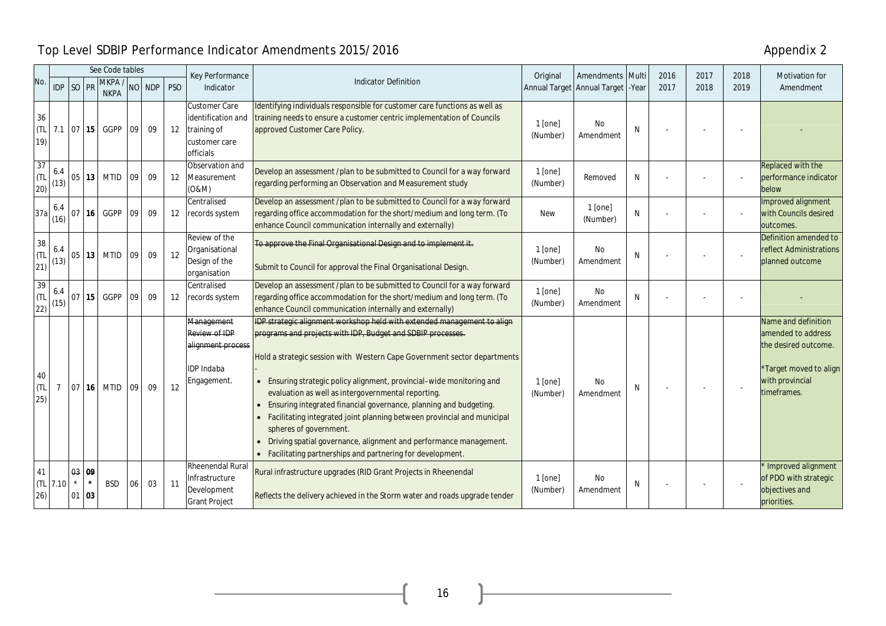# Top Level SDBIP Performance Indicator Amendments 2015/2016

Appendix 2

| No. | See Code tables | | | | | | | Key Performance Indicator | Indicator Definition | Original Annual Target | Amendments Annual Target | Multi-Year | 2016 2017 | 2017 2018 | 2018 2019 | Motivation for Amendment |
|---|---|---|---|---|---|---|---|---|---|---|---|---|---|---|---|---|
| | IDP | SO | PR | MKPA / NKPA | NO | NDP | PSO | | | | | | | | | |
| 36 (TL 19) | 7.1 | 07 | 15 | GGPP | 09 | 09 | 12 | Customer Care identification and training of customer care officials | Identifying individuals responsible for customer care functions as well as training needs to ensure a customer centric implementation of Councils approved Customer Care Policy. | 1 [one] (Number) | No Amendment | N | - | - | - | - |
| 37 (TL 20) | 6.4 (13) | 05 | 13 | MTID | 09 | 09 | 12 | Observation and Measurement (O&M) | Develop an assessment /plan to be submitted to Council for a way forward regarding performing an Observation and Measurement study | 1 [one] (Number) | Removed | N | - | - | - | Replaced with the performance indicator below |
| 37a | 6.4 (16) | 07 | 16 | GGPP | 09 | 09 | 12 | Centralised records system | Develop an assessment /plan to be submitted to Council for a way forward regarding office accommodation for the short/medium and long term. (To enhance Council communication internally and externally) | New | 1 [one] (Number) | N | - | - | - | Improved alignment with Councils desired outcomes. |
| 38 (TL 21) | 6.4 (13) | 05 | 13 | MTID | 09 | 09 | 12 | Review of the Organisational Design of the organisation | ~~To approve the Final Organisational Design and to implement it.~~<br><br>Submit to Council for approval the Final Organisational Design. | 1 [one] (Number) | No Amendment | N | - | - | - | Definition amended to reflect Administrations planned outcome |
| 39 (TL 22) | 6.4 (15) | 07 | 15 | GGPP | 09 | 09 | 12 | Centralised records system | Develop an assessment /plan to be submitted to Council for a way forward regarding office accommodation for the short/medium and long term. (To enhance Council communication internally and externally) | 1 [one] (Number) | No Amendment | N | - | - | - | - |
| 40 (TL 25) | 7 | 07 | 16 | MTID | 09 | 09 | 12 | ~~Management Review of IDP alignment process~~<br><br>IDP Indaba Engagement. | ~~IDP strategic alignment workshop held with extended management to align programs and projects with IDP, Budget and SDBIP processes.~~<br><br>Hold a strategic session with Western Cape Government sector departments -<br>• Ensuring strategic policy alignment, provincial–wide monitoring and evaluation as well as intergovernmental reporting.<br>• Ensuring integrated financial governance, planning and budgeting.<br>• Facilitating integrated joint planning between provincial and municipal spheres of government.<br>• Driving spatial governance, alignment and performance management.<br>• Facilitating partnerships and partnering for development. | 1 [one] (Number) | No Amendment | N | - | - | - | Name and definition amended to address the desired outcome.<br><br>*Target moved to align with provincial timeframes. |
| 41 (TL 26) | 7.10 | ~~03~~ * 01 | ~~09~~ * 03 | BSD | 06 | 03 | 11 | Rheenendal Rural Infrastructure Development Grant Project | Rural infrastructure upgrades (RID Grant Projects in Rheenendal<br><br>Reflects the delivery achieved in the Storm water and roads upgrade tender | 1 [one] (Number) | No Amendment | N | - | - | - | * Improved alignment of PDO with strategic objectives and priorities. |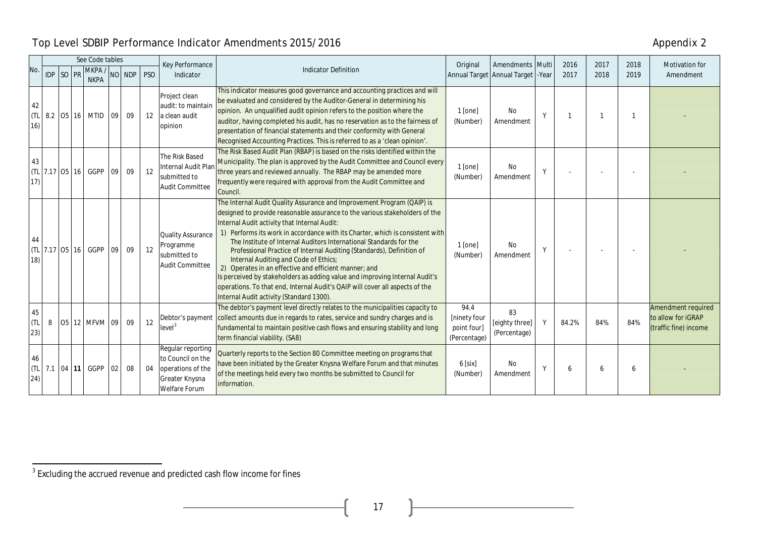## Top Level SDBIP Performance Indicator Amendments 2015/2016

Appendix 2

| No. | See Code tables | | | | | | | Key Performance Indicator | Indicator Definition | Original Annual Target | Amendments Annual Target | Multi-Year | 2016 2017 | 2017 2018 | 2018 2019 | Motivation for Amendment |
|---|---|---|---|---|---|---|---|---|---|---|---|---|---|---|---|---|
| | IDP | SO | PR | MKPA / NKPA | NO | NDP | PSO | | | | | | | | | |
| 42 (TL 16) | 8.2 | O5 | 16 | MTID | 09 | 09 | 12 | Project clean audit: to maintain a clean audit opinion | This indicator measures good governance and accounting practices and will be evaluated and considered by the Auditor-General in determining his opinion. An unqualified audit opinion refers to the position where the auditor, having completed his audit, has no reservation as to the fairness of presentation of financial statements and their conformity with General Recognised Accounting Practices. This is referred to as a 'clean opinion'. | 1 [one] (Number) | No Amendment | Y | 1 | 1 | 1 | - |
| 43 (TL 17) | 7.17 | O5 | 16 | GGPP | 09 | 09 | 12 | The Risk Based Internal Audit Plan submitted to Audit Committee | The Risk Based Audit Plan (RBAP) is based on the risks identified within the Municipality. The plan is approved by the Audit Committee and Council every three years and reviewed annually. The RBAP may be amended more frequently were required with approval from the Audit Committee and Council. | 1 [one] (Number) | No Amendment | Y | - | - | - | - |
| 44 (TL 18) | 7.17 | O5 | 16 | GGPP | 09 | 09 | 12 | Quality Assurance Programme submitted to Audit Committee | The Internal Audit Quality Assurance and Improvement Program (QAIP) is designed to provide reasonable assurance to the various stakeholders of the Internal Audit activity that Internal Audit: 1) Performs its work in accordance with its Charter, which is consistent with The Institute of Internal Auditors International Standards for the Professional Practice of Internal Auditing (Standards), Definition of Internal Auditing and Code of Ethics; 2) Operates in an effective and efficient manner; and Is perceived by stakeholders as adding value and improving Internal Audit's operations. To that end, Internal Audit's QAIP will cover all aspects of the Internal Audit activity (Standard 1300). | 1 [one] (Number) | No Amendment | Y | - | - | - | - |
| 45 (TL 23) | 8 | O5 | 12 | MFVM | 09 | 09 | 12 | Debtor's payment level[3] | The debtor's payment level directly relates to the municipalities capacity to collect amounts due in regards to rates, service and sundry charges and is fundamental to maintain positive cash flows and ensuring stability and long term financial viability. (SA8) | 94.4 [ninety four point four] (Percentage) | 83 [eighty three] (Percentage) | Y | 84.2% | 84% | 84% | Amendment required to allow for iGRAP (traffic fine) income |
| 46 (TL 24) | 7.1 | 04 | **11** | GGPP | 02 | 08 | 04 | Regular reporting to Council on the operations of the Greater Knysna Welfare Forum | Quarterly reports to the Section 80 Committee meeting on programs that have been initiated by the Greater Knysna Welfare Forum and that minutes of the meetings held every two months be submitted to Council for information. | 6 [six] (Number) | No Amendment | Y | 6 | 6 | 6 | - |

[3] Excluding the accrued revenue and predicted cash flow income for fines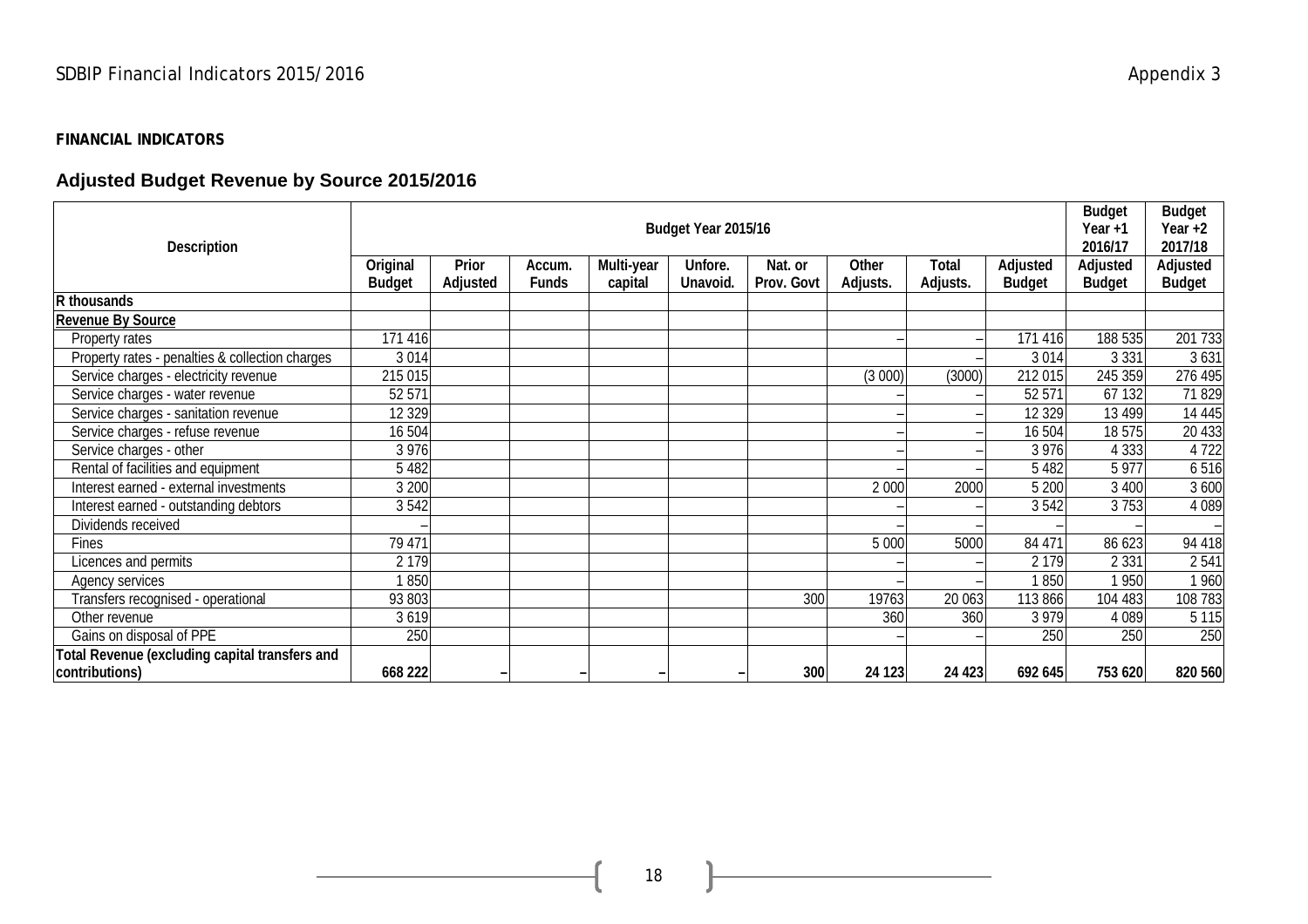**FINANCIAL INDICATORS**

## Adjusted Budget Revenue by Source 2015/2016

| Description | Budget Year 2015/16 | | | | | | | | | Budget Year +1 2016/17 | Budget Year +2 2017/18 |
|---|---|---|---|---|---|---|---|---|---|---|---|
| | Original Budget | Prior Adjusted | Accum. Funds | Multi-year capital | Unfore. Unavoid. | Nat. or Prov. Govt | Other Adjusts. | Total Adjusts. | Adjusted Budget | Adjusted Budget | Adjusted Budget |
| **R thousands** | | | | | | | | | | | |
| **Revenue By Source** | | | | | | | | | | | |
| Property rates | 171 416 | | | | | | – | – | 171 416 | 188 535 | 201 733 |
| Property rates - penalties & collection charges | 3 014 | | | | | | | – | 3 014 | 3 331 | 3 631 |
| Service charges - electricity revenue | 215 015 | | | | | | (3 000) | (3000) | 212 015 | 245 359 | 276 495 |
| Service charges - water revenue | 52 571 | | | | | | – | – | 52 571 | 67 132 | 71 829 |
| Service charges - sanitation revenue | 12 329 | | | | | | – | – | 12 329 | 13 499 | 14 445 |
| Service charges - refuse revenue | 16 504 | | | | | | – | – | 16 504 | 18 575 | 20 433 |
| Service charges - other | 3 976 | | | | | | – | – | 3 976 | 4 333 | 4 722 |
| Rental of facilities and equipment | 5 482 | | | | | | – | – | 5 482 | 5 977 | 6 516 |
| Interest earned - external investments | 3 200 | | | | | | 2 000 | 2000 | 5 200 | 3 400 | 3 600 |
| Interest earned - outstanding debtors | 3 542 | | | | | | – | – | 3 542 | 3 753 | 4 089 |
| Dividends received | – | | | | | | – | – | – | – | – |
| Fines | 79 471 | | | | | | 5 000 | 5000 | 84 471 | 86 623 | 94 418 |
| Licences and permits | 2 179 | | | | | | – | – | 2 179 | 2 331 | 2 541 |
| Agency services | 1 850 | | | | | | – | – | 1 850 | 1 950 | 1 960 |
| Transfers recognised - operational | 93 803 | | | | | 300 | 19763 | 20 063 | 113 866 | 104 483 | 108 783 |
| Other revenue | 3 619 | | | | | | 360 | 360 | 3 979 | 4 089 | 5 115 |
| Gains on disposal of PPE | 250 | | | | | | – | – | 250 | 250 | 250 |
| **Total Revenue (excluding capital transfers and contributions)** | **668 222** | **–** | **–** | **–** | **–** | **300** | **24 123** | **24 423** | **692 645** | **753 620** | **820 560** |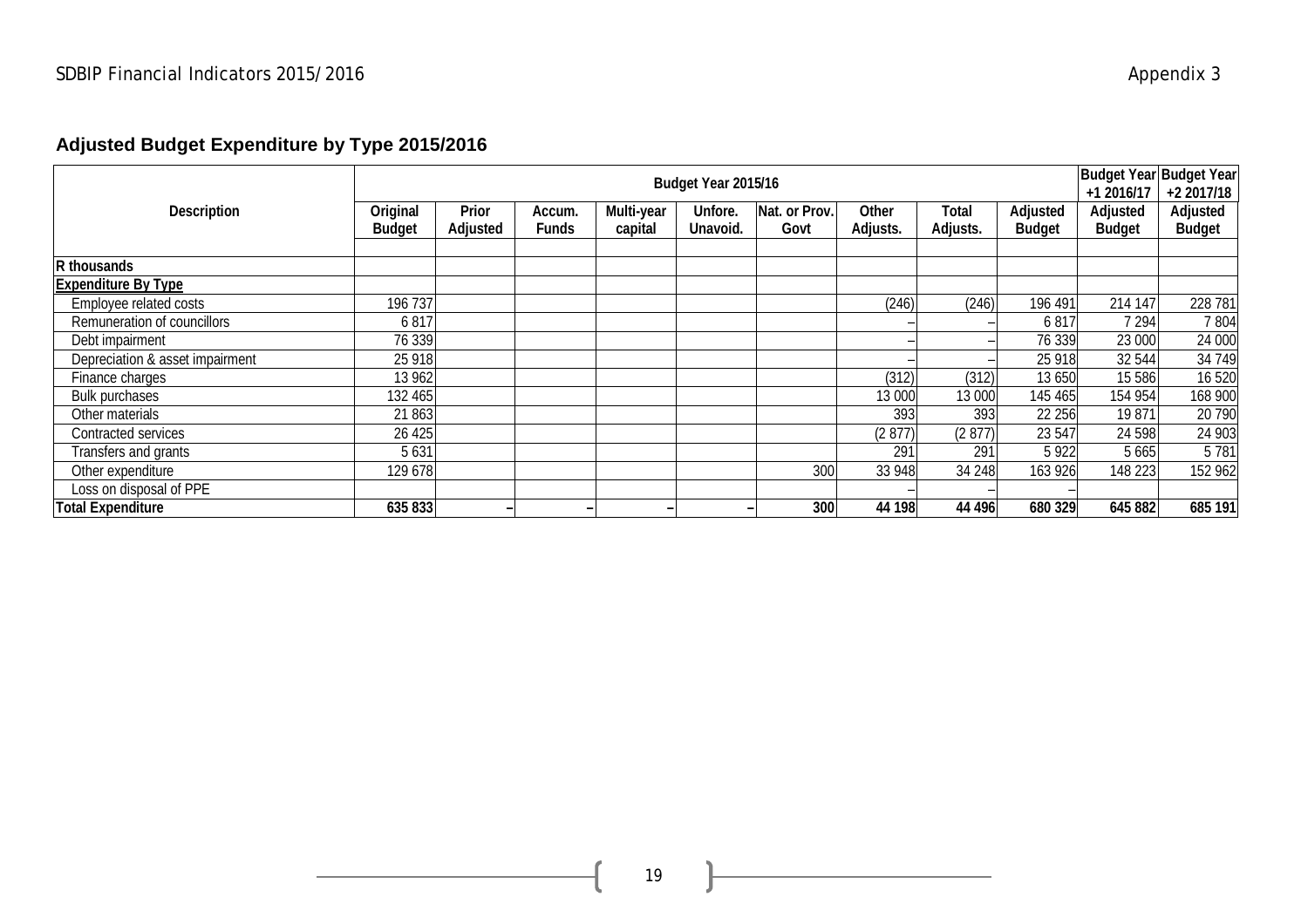## Adjusted Budget Expenditure by Type 2015/2016

| Description | Budget Year 2015/16 | | | | | | | | | Budget Year +1 2016/17 | Budget Year +2 2017/18 |
|---|---|---|---|---|---|---|---|---|---|---|---|
| | Original Budget | Prior Adjusted | Accum. Funds | Multi-year capital | Unfore. Unavoid. | Nat. or Prov. Govt | Other Adjusts. | Total Adjusts. | Adjusted Budget | Adjusted Budget | Adjusted Budget |
| **R thousands** | | | | | | | | | | | |
| **Expenditure By Type** | | | | | | | | | | | |
| Employee related costs | 196 737 | | | | | | (246) | (246) | 196 491 | 214 147 | 228 781 |
| Remuneration of councillors | 6 817 | | | | | | – | – | 6 817 | 7 294 | 7 804 |
| Debt impairment | 76 339 | | | | | | – | – | 76 339 | 23 000 | 24 000 |
| Depreciation & asset impairment | 25 918 | | | | | | – | – | 25 918 | 32 544 | 34 749 |
| Finance charges | 13 962 | | | | | | (312) | (312) | 13 650 | 15 586 | 16 520 |
| Bulk purchases | 132 465 | | | | | | 13 000 | 13 000 | 145 465 | 154 954 | 168 900 |
| Other materials | 21 863 | | | | | | 393 | 393 | 22 256 | 19 871 | 20 790 |
| Contracted services | 26 425 | | | | | | (2 877) | (2 877) | 23 547 | 24 598 | 24 903 |
| Transfers and grants | 5 631 | | | | | | 291 | 291 | 5 922 | 5 665 | 5 781 |
| Other expenditure | 129 678 | | | | | 300 | 33 948 | 34 248 | 163 926 | 148 223 | 152 962 |
| Loss on disposal of PPE | | | | | | | – | – | – | | |
| **Total Expenditure** | **635 833** | **–** | **–** | **–** | **–** | **300** | **44 198** | **44 496** | **680 329** | **645 882** | **685 191** |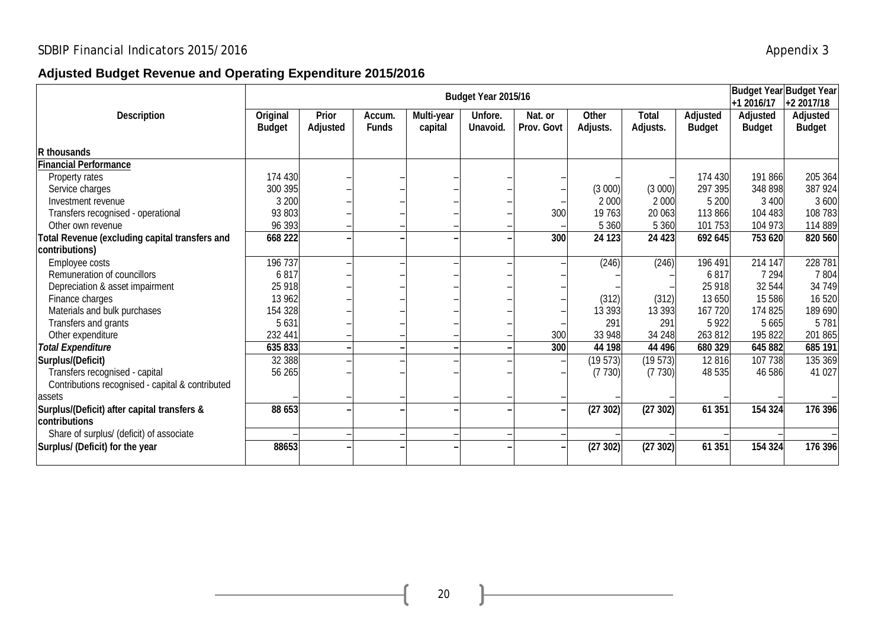SDBIP Financial Indicators 2015/2016

Appendix 3

## Adjusted Budget Revenue and Operating Expenditure 2015/2016

| Description | Budget Year 2015/16 | | | | | | | | | Budget Year +1 2016/17 | Budget Year +2 2017/18 |
|---|---|---|---|---|---|---|---|---|---|---|---|
| | Original Budget | Prior Adjusted | Accum. Funds | Multi-year capital | Unfore. Unavoid. | Nat. or Prov. Govt | Other Adjusts. | Total Adjusts. | Adjusted Budget | Adjusted Budget | Adjusted Budget |
| R thousands | | | | | | | | | | | |
| **Financial Performance** | | | | | | | | | | | |
| Property rates | 174 430 | – | – | – | – | – | – | – | 174 430 | 191 866 | 205 364 |
| Service charges | 300 395 | – | – | – | – | – | (3 000) | (3 000) | 297 395 | 348 898 | 387 924 |
| Investment revenue | 3 200 | – | – | – | – | – | 2 000 | 2 000 | 5 200 | 3 400 | 3 600 |
| Transfers recognised - operational | 93 803 | – | – | – | – | 300 | 19 763 | 20 063 | 113 866 | 104 483 | 108 783 |
| Other own revenue | 96 393 | – | – | – | – | – | 5 360 | 5 360 | 101 753 | 104 973 | 114 889 |
| **Total Revenue (excluding capital transfers and contributions)** | **668 222** | **–** | **–** | **–** | **–** | **300** | **24 123** | **24 423** | **692 645** | **753 620** | **820 560** |
| Employee costs | 196 737 | – | – | – | – | – | (246) | (246) | 196 491 | 214 147 | 228 781 |
| Remuneration of councillors | 6 817 | – | – | – | – | – | – | – | 6 817 | 7 294 | 7 804 |
| Depreciation & asset impairment | 25 918 | – | – | – | – | – | – | – | 25 918 | 32 544 | 34 749 |
| Finance charges | 13 962 | – | – | – | – | – | (312) | (312) | 13 650 | 15 586 | 16 520 |
| Materials and bulk purchases | 154 328 | – | – | – | – | – | 13 393 | 13 393 | 167 720 | 174 825 | 189 690 |
| Transfers and grants | 5 631 | – | – | – | – | – | 291 | 291 | 5 922 | 5 665 | 5 781 |
| Other expenditure | 232 441 | – | – | – | – | 300 | 33 948 | 34 248 | 263 812 | 195 822 | 201 865 |
| ***Total Expenditure*** | **635 833** | **–** | **–** | **–** | **–** | **300** | **44 198** | **44 496** | **680 329** | **645 882** | **685 191** |
| **Surplus/(Deficit)** | 32 388 | – | – | – | – | – | (19 573) | (19 573) | 12 816 | 107 738 | 135 369 |
| Transfers recognised - capital | 56 265 | – | – | – | – | – | (7 730) | (7 730) | 48 535 | 46 586 | 41 027 |
| Contributions recognised - capital & contributed assets | – | – | – | – | – | – | – | – | – | – | – |
| **Surplus/(Deficit) after capital transfers & contributions** | **88 653** | **–** | **–** | **–** | **–** | **–** | **(27 302)** | **(27 302)** | **61 351** | **154 324** | **176 396** |
| Share of surplus/ (deficit) of associate | – | – | – | – | – | – | – | – | – | – | – |
| **Surplus/ (Deficit) for the year** | **88653** | **–** | **–** | **–** | **–** | **–** | **(27 302)** | **(27 302)** | **61 351** | **154 324** | **176 396** |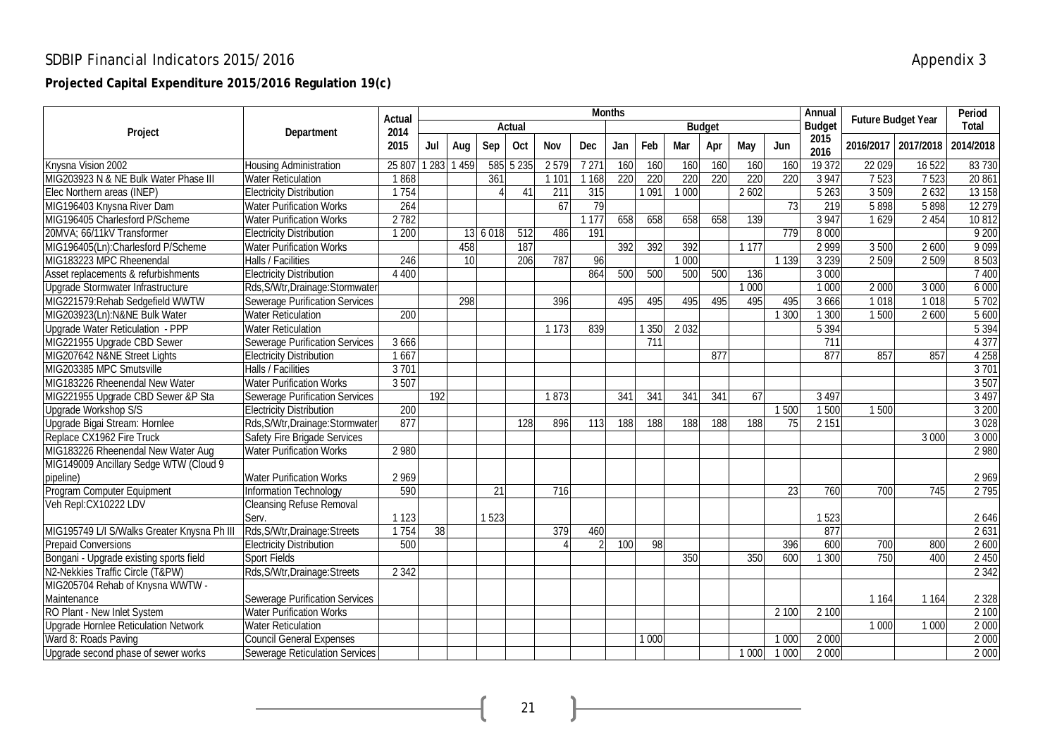## SDBIP Financial Indicators 2015/2016

Appendix 3

**Projected Capital Expenditure 2015/2016 Regulation 19(c)**

| Project | Department | Actual 2014 2015 | Months | | | | | | | | | | | | Annual Budget 2015 2016 | Future Budget Year | | Period Total |
|---|---|---|---|---|---|---|---|---|---|---|---|---|---|---|---|---|---|---|
| | | | Actual | | | | | | Budget | | | | | | | | | |
| | | | Jul | Aug | Sep | Oct | Nov | Dec | Jan | Feb | Mar | Apr | May | Jun | | 2016/2017 | 2017/2018 | 2014/2018 |
| Knysna Vision 2002 | Housing Administration | 25 807 | 1 283 | 1 459 | 585 | 5 235 | 2 579 | 7 271 | 160 | 160 | 160 | 160 | 160 | 160 | 19 372 | 22 029 | 16 522 | 83 730 |
| MIG203923 N & NE Bulk Water Phase III | Water Reticulation | 1 868 | | | 361 | | 1 101 | 1 168 | 220 | 220 | 220 | 220 | 220 | 220 | 3 947 | 7 523 | 7 523 | 20 861 |
| Elec Northern areas (INEP) | Electricity Distribution | 1 754 | | | 4 | 41 | 211 | 315 | | 1 091 | 1 000 | | 2 602 | | 5 263 | 3 509 | 2 632 | 13 158 |
| MIG196403 Knysna River Dam | Water Purification Works | 264 | | | | | 67 | 79 | | | | | | 73 | 219 | 5 898 | 5 898 | 12 279 |
| MIG196405 Charlesford P/Scheme | Water Purification Works | 2 782 | | | | | | 1 177 | 658 | 658 | 658 | 658 | 139 | | 3 947 | 1 629 | 2 454 | 10 812 |
| 20MVA; 66/11kV Transformer | Electricity Distribution | 1 200 | | 13 | 6 018 | 512 | 486 | 191 | | | | | | 779 | 8 000 | | | 9 200 |
| MIG196405(Ln):Charlesford P/Scheme | Water Purification Works | | | 458 | | 187 | | | 392 | 392 | 392 | | 1 177 | | 2 999 | 3 500 | 2 600 | 9 099 |
| MIG183223 MPC Rheenendal | Halls / Facilities | 246 | | 10 | | 206 | 787 | 96 | | | 1 000 | | | 1 139 | 3 239 | 2 509 | 2 509 | 8 503 |
| Asset replacements & refurbishments | Electricity Distribution | 4 400 | | | | | | 864 | 500 | 500 | 500 | 500 | 136 | | 3 000 | | | 7 400 |
| Upgrade Stormwater Infrastructure | Rds,S/Wtr,Drainage:Stormwater | | | | | | | | | | | | 1 000 | | 1 000 | 2 000 | 3 000 | 6 000 |
| MIG221579:Rehab Sedgefield WWTW | Sewerage Purification Services | | | 298 | | | 396 | | 495 | 495 | 495 | 495 | 495 | 495 | 3 666 | 1 018 | 1 018 | 5 702 |
| MIG203923(Ln):N&NE Bulk Water | Water Reticulation | 200 | | | | | | | | | | | | 1 300 | 1 300 | 1 500 | 2 600 | 5 600 |
| Upgrade Water Reticulation - PPP | Water Reticulation | | | | | | 1 173 | 839 | | 1 350 | 2 032 | | | | 5 394 | | | 5 394 |
| MIG221955 Upgrade CBD Sewer | Sewerage Purification Services | 3 666 | | | | | | | | 711 | | | | | 711 | | | 4 377 |
| MIG207642 N&NE Street Lights | Electricity Distribution | 1 667 | | | | | | | | | | 877 | | | 877 | 857 | 857 | 4 258 |
| MIG203385 MPC Smutsville | Halls / Facilities | 3 701 | | | | | | | | | | | | | | | | 3 701 |
| MIG183226 Rheenendal New Water | Water Purification Works | 3 507 | | | | | | | | | | | | | | | | 3 507 |
| MIG221955 Upgrade CBD Sewer &P Sta | Sewerage Purification Services | | 192 | | | | 1 873 | | 341 | 341 | 341 | 341 | 67 | | 3 497 | | | 3 497 |
| Upgrade Workshop S/S | Electricity Distribution | 200 | | | | | | | | | | | | 1 500 | 1 500 | 1 500 | | 3 200 |
| Upgrade Bigai Stream: Hornlee | Rds,S/Wtr,Drainage:Stormwater | 877 | | | | 128 | 896 | 113 | 188 | 188 | 188 | 188 | 188 | 75 | 2 151 | | | 3 028 |
| Replace CX1962 Fire Truck | Safety Fire Brigade Services | | | | | | | | | | | | | | | | 3 000 | 3 000 |
| MIG183226 Rheenendal New Water Aug | Water Purification Works | 2 980 | | | | | | | | | | | | | | | | 2 980 |
| MIG149009 Ancillary Sedge WTW (Cloud 9 pipeline) | Water Purification Works | 2 969 | | | | | | | | | | | | | | | | 2 969 |
| Program Computer Equipment | Information Technology | 590 | | | 21 | | 716 | | | | | | | 23 | 760 | 700 | 745 | 2 795 |
| Veh Repl:CX10222 LDV | Cleansing Refuse Removal Serv. | 1 123 | | | 1 523 | | | | | | | | | | 1 523 | | | 2 646 |
| MIG195749 L/I S/Walks Greater Knysna Ph III | Rds,S/Wtr,Drainage:Streets | 1 754 | 38 | | | | 379 | 460 | | | | | | | 877 | | | 2 631 |
| Prepaid Conversions | Electricity Distribution | 500 | | | | | 4 | 2 | 100 | 98 | | | | 396 | 600 | 700 | 800 | 2 600 |
| Bongani - Upgrade existing sports field | Sport Fields | | | | | | | | | | 350 | | 350 | 600 | 1 300 | 750 | 400 | 2 450 |
| N2-Nekkies Traffic Circle (T&PW) | Rds,S/Wtr,Drainage:Streets | 2 342 | | | | | | | | | | | | | | | | 2 342 |
| MIG205704 Rehab of Knysna WWTW - Maintenance | Sewerage Purification Services | | | | | | | | | | | | | | | 1 164 | 1 164 | 2 328 |
| RO Plant - New Inlet System | Water Purification Works | | | | | | | | | | | | | 2 100 | 2 100 | | | 2 100 |
| Upgrade Hornlee Reticulation Network | Water Reticulation | | | | | | | | | | | | | | | 1 000 | 1 000 | 2 000 |
| Ward 8: Roads Paving | Council General Expenses | | | | | | | | | 1 000 | | | | 1 000 | 2 000 | | | 2 000 |
| Upgrade second phase of sewer works | Sewerage Reticulation Services | | | | | | | | | | | | 1 000 | 1 000 | 2 000 | | | 2 000 |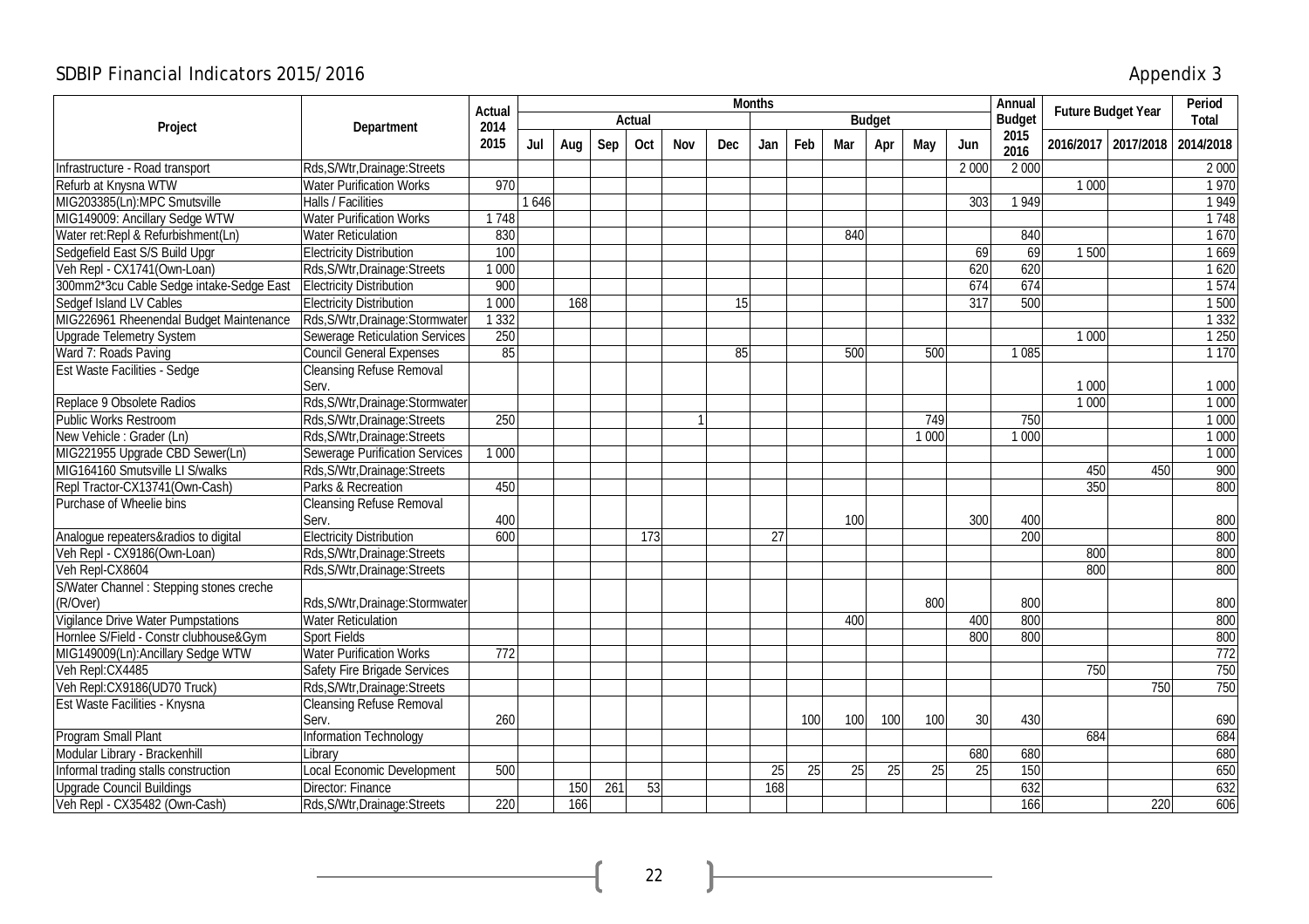## SDBIP Financial Indicators 2015/2016

Appendix 3

| Project | Department | Actual 2014 2015 | Months | | | | | | | | | | | | Annual Budget 2015 2016 | Future Budget Year | | Period Total |
|---|---|---|---|---|---|---|---|---|---|---|---|---|---|---|---|---|---|---|
| | | | Actual | | | | | | Budget | | | | | | | | | |
| | | | Jul | Aug | Sep | Oct | Nov | Dec | Jan | Feb | Mar | Apr | May | Jun | | 2016/2017 | 2017/2018 | 2014/2018 |
| Infrastructure - Road transport | Rds,S/Wtr,Drainage:Streets | | | | | | | | | | | | | 2 000 | 2 000 | | | 2 000 |
| Refurb at Knysna WTW | Water Purification Works | 970 | | | | | | | | | | | | | | 1 000 | | 1 970 |
| MIG203385(Ln):MPC Smutsville | Halls / Facilities | | 1 646 | | | | | | | | | | | 303 | 1 949 | | | 1 949 |
| MIG149009: Ancillary Sedge WTW | Water Purification Works | 1 748 | | | | | | | | | | | | | | | | 1 748 |
| Water ret:Repl & Refurbishment(Ln) | Water Reticulation | 830 | | | | | | | | | 840 | | | | 840 | | | 1 670 |
| Sedgefield East S/S Build Upgr | Electricity Distribution | 100 | | | | | | | | | | | | 69 | 69 | 1 500 | | 1 669 |
| Veh Repl - CX1741(Own-Loan) | Rds,S/Wtr,Drainage:Streets | 1 000 | | | | | | | | | | | | 620 | 620 | | | 1 620 |
| 300mm2*3cu Cable Sedge intake-Sedge East | Electricity Distribution | 900 | | | | | | | | | | | | 674 | 674 | | | 1 574 |
| Sedgef Island LV Cables | Electricity Distribution | 1 000 | | 168 | | | | 15 | | | | | | 317 | 500 | | | 1 500 |
| MIG226961 Rheenendal Budget Maintenance | Rds,S/Wtr,Drainage:Stormwater | 1 332 | | | | | | | | | | | | | | | | 1 332 |
| Upgrade Telemetry System | Sewerage Reticulation Services | 250 | | | | | | | | | | | | | | 1 000 | | 1 250 |
| Ward 7: Roads Paving | Council General Expenses | 85 | | | | | | 85 | | | 500 | | 500 | | 1 085 | | | 1 170 |
| Est Waste Facilities - Sedge | Cleansing Refuse Removal Serv. | | | | | | | | | | | | | | | 1 000 | | 1 000 |
| Replace 9 Obsolete Radios | Rds,S/Wtr,Drainage:Stormwater | | | | | | | | | | | | | | | 1 000 | | 1 000 |
| Public Works Restroom | Rds,S/Wtr,Drainage:Streets | 250 | | | | | 1 | | | | | | 749 | | 750 | | | 1 000 |
| New Vehicle : Grader (Ln) | Rds,S/Wtr,Drainage:Streets | | | | | | | | | | | | 1 000 | | 1 000 | | | 1 000 |
| MIG221955 Upgrade CBD Sewer(Ln) | Sewerage Purification Services | 1 000 | | | | | | | | | | | | | | | | 1 000 |
| MIG164160 Smutsville LI S/walks | Rds,S/Wtr,Drainage:Streets | | | | | | | | | | | | | | | 450 | 450 | 900 |
| Repl Tractor-CX13741(Own-Cash) | Parks & Recreation | 450 | | | | | | | | | | | | | | 350 | | 800 |
| Purchase of Wheelie bins | Cleansing Refuse Removal Serv. | 400 | | | | | | | | | 100 | | | 300 | 400 | | | 800 |
| Analogue repeaters&radios to digital | Electricity Distribution | 600 | | | | 173 | | | 27 | | | | | | 200 | | | 800 |
| Veh Repl - CX9186(Own-Loan) | Rds,S/Wtr,Drainage:Streets | | | | | | | | | | | | | | | 800 | | 800 |
| Veh Repl-CX8604 | Rds,S/Wtr,Drainage:Streets | | | | | | | | | | | | | | | 800 | | 800 |
| S/Water Channel : Stepping stones creche (R/Over) | Rds,S/Wtr,Drainage:Stormwater | | | | | | | | | | | | 800 | | 800 | | | 800 |
| Vigilance Drive Water Pumpstations | Water Reticulation | | | | | | | | | | 400 | | | 400 | 800 | | | 800 |
| Hornlee S/Field - Constr clubhouse&Gym | Sport Fields | | | | | | | | | | | | | 800 | 800 | | | 800 |
| MIG149009(Ln):Ancillary Sedge WTW | Water Purification Works | 772 | | | | | | | | | | | | | | | | 772 |
| Veh Repl:CX4485 | Safety Fire Brigade Services | | | | | | | | | | | | | | | 750 | | 750 |
| Veh Repl:CX9186(UD70 Truck) | Rds,S/Wtr,Drainage:Streets | | | | | | | | | | | | | | | | 750 | 750 |
| Est Waste Facilities - Knysna | Cleansing Refuse Removal Serv. | 260 | | | | | | | | 100 | 100 | 100 | 100 | 30 | 430 | | | 690 |
| Program Small Plant | Information Technology | | | | | | | | | | | | | | | 684 | | 684 |
| Modular Library - Brackenhill | Library | | | | | | | | | | | | | 680 | 680 | | | 680 |
| Informal trading stalls construction | Local Economic Development | 500 | | | | | | | 25 | 25 | 25 | 25 | 25 | 25 | 150 | | | 650 |
| Upgrade Council Buildings | Director: Finance | | | 150 | 261 | 53 | | | 168 | | | | | | 632 | | | 632 |
| Veh Repl - CX35482 (Own-Cash) | Rds,S/Wtr,Drainage:Streets | 220 | | 166 | | | | | | | | | | | 166 | | 220 | 606 |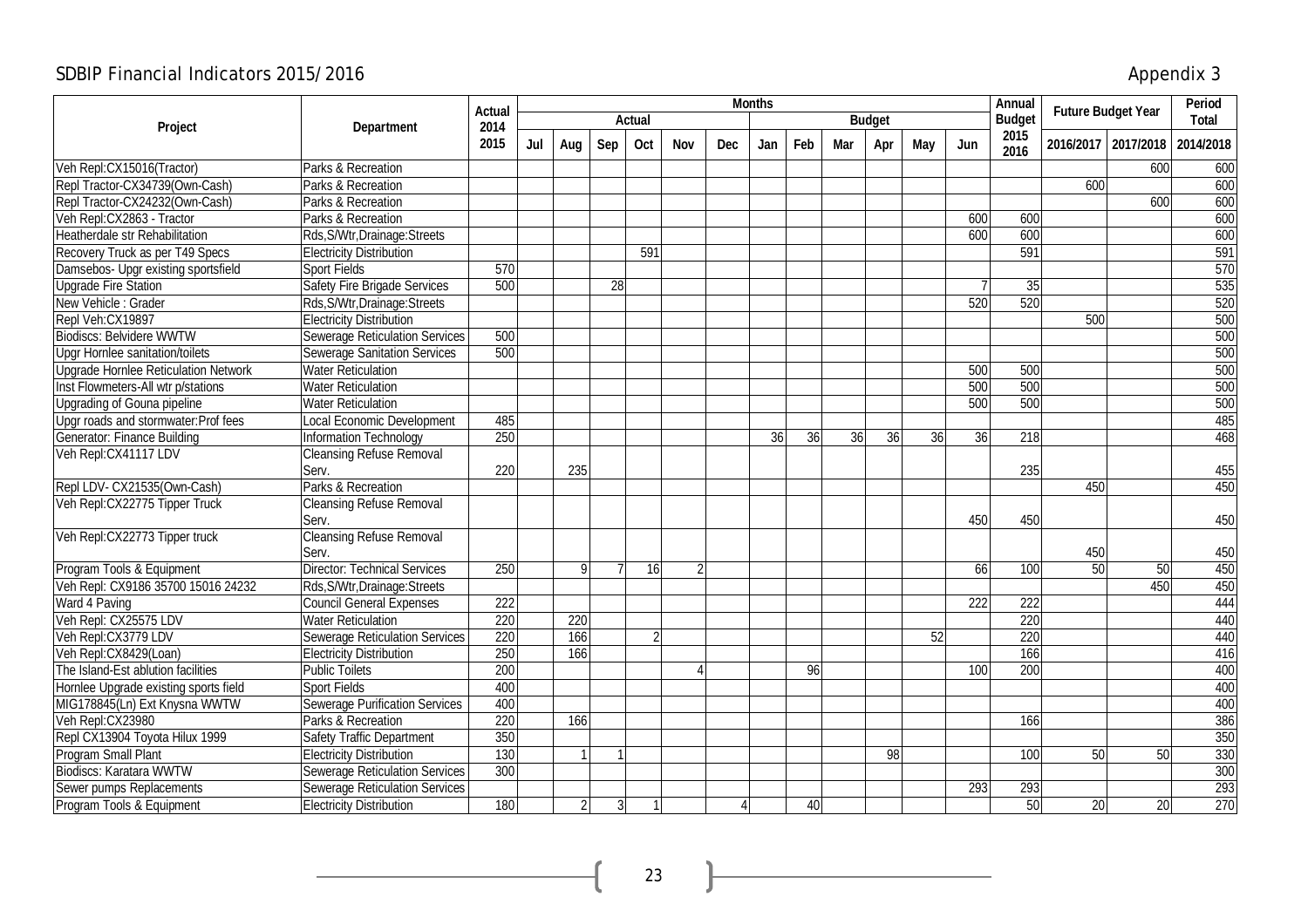SDBIP Financial Indicators 2015/2016

Appendix 3

| Project | Department | Actual 2014 2015 | Months | | | | | | | | | | | | Annual Budget 2015 2016 | Future Budget Year | | Period Total |
|---|---|---|---|---|---|---|---|---|---|---|---|---|---|---|---|---|---|---|
| | | | Actual | | | | | | Budget | | | | | | | | | |
| | | | Jul | Aug | Sep | Oct | Nov | Dec | Jan | Feb | Mar | Apr | May | Jun | | 2016/2017 | 2017/2018 | 2014/2018 |
| Veh Repl:CX15016(Tractor) | Parks & Recreation | | | | | | | | | | | | | | | | 600 | 600 |
| Repl Tractor-CX34739(Own-Cash) | Parks & Recreation | | | | | | | | | | | | | | | 600 | | 600 |
| Repl Tractor-CX24232(Own-Cash) | Parks & Recreation | | | | | | | | | | | | | | | | 600 | 600 |
| Veh Repl:CX2863 - Tractor | Parks & Recreation | | | | | | | | | | | | | 600 | 600 | | | 600 |
| Heatherdale str Rehabilitation | Rds,S/Wtr,Drainage:Streets | | | | | | | | | | | | | 600 | 600 | | | 600 |
| Recovery Truck as per T49 Specs | Electricity Distribution | | | | | 591 | | | | | | | | | 591 | | | 591 |
| Damsebos- Upgr existing sportsfield | Sport Fields | 570 | | | | | | | | | | | | | | | | 570 |
| Upgrade Fire Station | Safety Fire Brigade Services | 500 | | | 28 | | | | | | | | | 7 | 35 | | | 535 |
| New Vehicle : Grader | Rds,S/Wtr,Drainage:Streets | | | | | | | | | | | | | 520 | 520 | | | 520 |
| Repl Veh:CX19897 | Electricity Distribution | | | | | | | | | | | | | | | 500 | | 500 |
| Biodiscs: Belvidere WWTW | Sewerage Reticulation Services | 500 | | | | | | | | | | | | | | | | 500 |
| Upgr Hornlee sanitation/toilets | Sewerage Sanitation Services | 500 | | | | | | | | | | | | | | | | 500 |
| Upgrade Hornlee Reticulation Network | Water Reticulation | | | | | | | | | | | | | 500 | 500 | | | 500 |
| Inst Flowmeters-All wtr p/stations | Water Reticulation | | | | | | | | | | | | | 500 | 500 | | | 500 |
| Upgrading of Gouna pipeline | Water Reticulation | | | | | | | | | | | | | 500 | 500 | | | 500 |
| Upgr roads and stormwater:Prof fees | Local Economic Development | 485 | | | | | | | | | | | | | | | | 485 |
| Generator: Finance Building | Information Technology | 250 | | | | | | | 36 | 36 | 36 | 36 | 36 | 36 | 218 | | | 468 |
| Veh Repl:CX41117 LDV | Cleansing Refuse Removal Serv. | 220 | | 235 | | | | | | | | | | | 235 | | | 455 |
| Repl LDV- CX21535(Own-Cash) | Parks & Recreation | | | | | | | | | | | | | | | 450 | | 450 |
| Veh Repl:CX22775 Tipper Truck | Cleansing Refuse Removal Serv. | | | | | | | | | | | | | 450 | 450 | | | 450 |
| Veh Repl:CX22773 Tipper truck | Cleansing Refuse Removal Serv. | | | | | | | | | | | | | | | 450 | | 450 |
| Program Tools & Equipment | Director: Technical Services | 250 | | 9 | 7 | 16 | 2 | | | | | | | 66 | 100 | 50 | 50 | 450 |
| Veh Repl: CX9186 35700 15016 24232 | Rds,S/Wtr,Drainage:Streets | | | | | | | | | | | | | | | | 450 | 450 |
| Ward 4 Paving | Council General Expenses | 222 | | | | | | | | | | | | 222 | 222 | | | 444 |
| Veh Repl: CX25575 LDV | Water Reticulation | 220 | | 220 | | | | | | | | | | | 220 | | | 440 |
| Veh Repl:CX3779 LDV | Sewerage Reticulation Services | 220 | | 166 | | 2 | | | | | | | 52 | | 220 | | | 440 |
| Veh Repl:CX8429(Loan) | Electricity Distribution | 250 | | 166 | | | | | | | | | | | 166 | | | 416 |
| The Island-Est ablution facilities | Public Toilets | 200 | | | | | 4 | | | 96 | | | | 100 | 200 | | | 400 |
| Hornlee Upgrade existing sports field | Sport Fields | 400 | | | | | | | | | | | | | | | | 400 |
| MIG178845(Ln) Ext Knysna WWTW | Sewerage Purification Services | 400 | | | | | | | | | | | | | | | | 400 |
| Veh Repl:CX23980 | Parks & Recreation | 220 | | 166 | | | | | | | | | | | 166 | | | 386 |
| Repl CX13904 Toyota Hilux 1999 | Safety Traffic Department | 350 | | | | | | | | | | | | | | | | 350 |
| Program Small Plant | Electricity Distribution | 130 | | 1 | 1 | | | | | | | 98 | | | 100 | 50 | 50 | 330 |
| Biodiscs: Karatara WWTW | Sewerage Reticulation Services | 300 | | | | | | | | | | | | | | | | 300 |
| Sewer pumps Replacements | Sewerage Reticulation Services | | | | | | | | | | | | | 293 | 293 | | | 293 |
| Program Tools & Equipment | Electricity Distribution | 180 | | 2 | 3 | 1 | | 4 | | 40 | | | | | 50 | 20 | 20 | 270 |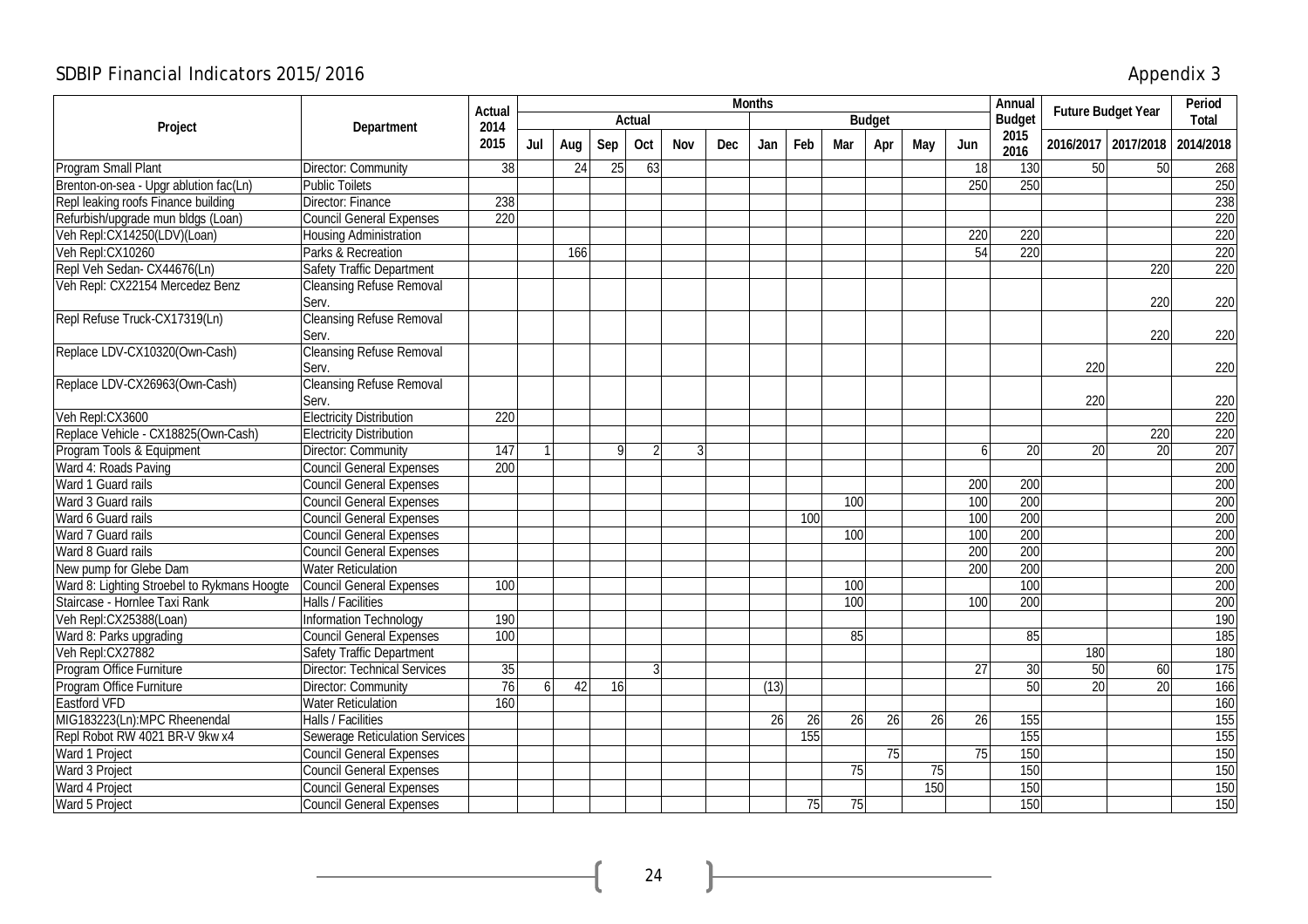## SDBIP Financial Indicators 2015/2016

## Appendix 3

| Project | Department | Actual 2014 2015 | Months | | | | | | | | | | | | Annual Budget 2015 2016 | Future Budget Year | | Period Total |
|---|---|---|---|---|---|---|---|---|---|---|---|---|---|---|---|---|---|---|
| | | | Actual | | | | | | Budget | | | | | | | | | |
| | | | Jul | Aug | Sep | Oct | Nov | Dec | Jan | Feb | Mar | Apr | May | Jun | | 2016/2017 | 2017/2018 | 2014/2018 |
| Program Small Plant | Director: Community | 38 | | 24 | 25 | 63 | | | | | | | | 18 | 130 | 50 | 50 | 268 |
| Brenton-on-sea - Upgr ablution fac(Ln) | Public Toilets | | | | | | | | | | | | | 250 | 250 | | | 250 |
| Repl leaking roofs Finance building | Director: Finance | 238 | | | | | | | | | | | | | | | | 238 |
| Refurbish/upgrade mun bldgs (Loan) | Council General Expenses | 220 | | | | | | | | | | | | | | | | 220 |
| Veh Repl:CX14250(LDV)(Loan) | Housing Administration | | | | | | | | | | | | | 220 | 220 | | | 220 |
| Veh Repl:CX10260 | Parks & Recreation | | | 166 | | | | | | | | | | 54 | 220 | | | 220 |
| Repl Veh Sedan- CX44676(Ln) | Safety Traffic Department | | | | | | | | | | | | | | | | 220 | 220 |
| Veh Repl: CX22154 Mercedez Benz | Cleansing Refuse Removal Serv. | | | | | | | | | | | | | | | | 220 | 220 |
| Repl Refuse Truck-CX17319(Ln) | Cleansing Refuse Removal Serv. | | | | | | | | | | | | | | | | 220 | 220 |
| Replace LDV-CX10320(Own-Cash) | Cleansing Refuse Removal Serv. | | | | | | | | | | | | | | | 220 | | 220 |
| Replace LDV-CX26963(Own-Cash) | Cleansing Refuse Removal Serv. | | | | | | | | | | | | | | | 220 | | 220 |
| Veh Repl:CX3600 | Electricity Distribution | 220 | | | | | | | | | | | | | | | | 220 |
| Replace Vehicle - CX18825(Own-Cash) | Electricity Distribution | | | | | | | | | | | | | | | | 220 | 220 |
| Program Tools & Equipment | Director: Community | 147 | 1 | | 9 | 2 | 3 | | | | | | | 6 | 20 | 20 | 20 | 207 |
| Ward 4: Roads Paving | Council General Expenses | 200 | | | | | | | | | | | | | | | | 200 |
| Ward 1 Guard rails | Council General Expenses | | | | | | | | | | | | | 200 | 200 | | | 200 |
| Ward 3 Guard rails | Council General Expenses | | | | | | | | | | 100 | | | 100 | 200 | | | 200 |
| Ward 6 Guard rails | Council General Expenses | | | | | | | | | 100 | | | | 100 | 200 | | | 200 |
| Ward 7 Guard rails | Council General Expenses | | | | | | | | | | 100 | | | 100 | 200 | | | 200 |
| Ward 8 Guard rails | Council General Expenses | | | | | | | | | | | | | 200 | 200 | | | 200 |
| New pump for Glebe Dam | Water Reticulation | | | | | | | | | | | | | 200 | 200 | | | 200 |
| Ward 8: Lighting Stroebel to Rykmans Hoogte | Council General Expenses | 100 | | | | | | | | | 100 | | | | 100 | | | 200 |
| Staircase - Hornlee Taxi Rank | Halls / Facilities | | | | | | | | | | 100 | | | 100 | 200 | | | 200 |
| Veh Repl:CX25388(Loan) | Information Technology | 190 | | | | | | | | | | | | | | | | 190 |
| Ward 8: Parks upgrading | Council General Expenses | 100 | | | | | | | | | 85 | | | | 85 | | | 185 |
| Veh Repl:CX27882 | Safety Traffic Department | | | | | | | | | | | | | | | 180 | | 180 |
| Program Office Furniture | Director: Technical Services | 35 | | | | 3 | | | | | | | | 27 | 30 | 50 | 60 | 175 |
| Program Office Furniture | Director: Community | 76 | 6 | 42 | 16 | | | | (13) | | | | | | 50 | 20 | 20 | 166 |
| Eastford VFD | Water Reticulation | 160 | | | | | | | | | | | | | | | | 160 |
| MIG183223(Ln):MPC Rheenendal | Halls / Facilities | | | | | | | | 26 | 26 | 26 | 26 | 26 | 26 | 155 | | | 155 |
| Repl Robot RW 4021 BR-V 9kw x4 | Sewerage Reticulation Services | | | | | | | | | 155 | | | | | 155 | | | 155 |
| Ward 1 Project | Council General Expenses | | | | | | | | | | | 75 | | 75 | 150 | | | 150 |
| Ward 3 Project | Council General Expenses | | | | | | | | | | 75 | | 75 | | 150 | | | 150 |
| Ward 4 Project | Council General Expenses | | | | | | | | | | | | 150 | | 150 | | | 150 |
| Ward 5 Project | Council General Expenses | | | | | | | | | 75 | 75 | | | | 150 | | | 150 |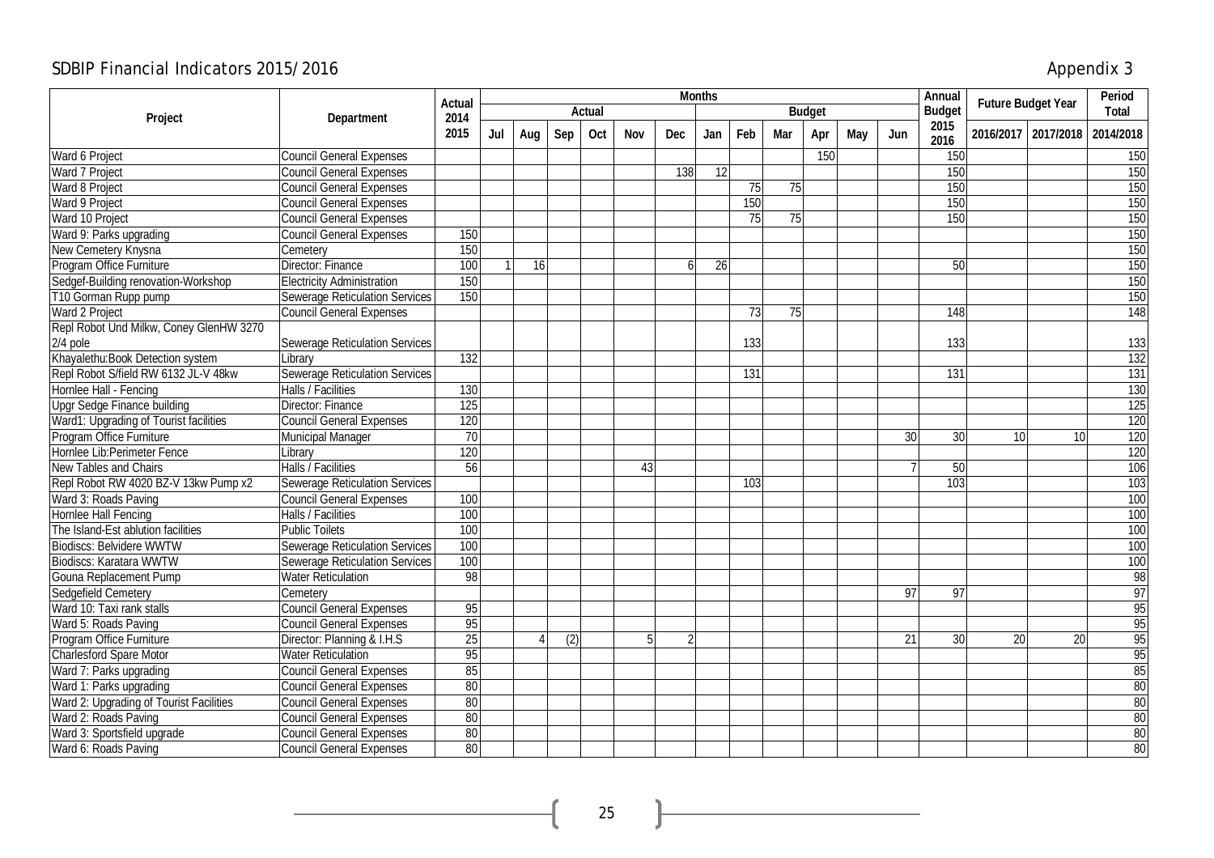# SDBIP Financial Indicators 2015/2016

Appendix 3

| Project | Department | Actual 2014 2015 | Months | | | | | | | | | | | | Annual Budget 2015 2016 | Future Budget Year | | Period Total |
|---|---|---|---|---|---|---|---|---|---|---|---|---|---|---|---|---|---|---|
| | | | Actual | | | | | | Budget | | | | | | | | | |
| | | | Jul | Aug | Sep | Oct | Nov | Dec | Jan | Feb | Mar | Apr | May | Jun | | 2016/2017 | 2017/2018 | 2014/2018 |
| Ward 6 Project | Council General Expenses | | | | | | | | | | | 150 | | | 150 | | | 150 |
| Ward 7 Project | Council General Expenses | | | | | | | 138 | 12 | | | | | | 150 | | | 150 |
| Ward 8 Project | Council General Expenses | | | | | | | | | 75 | 75 | | | | 150 | | | 150 |
| Ward 9 Project | Council General Expenses | | | | | | | | | 150 | | | | | 150 | | | 150 |
| Ward 10 Project | Council General Expenses | | | | | | | | | 75 | 75 | | | | 150 | | | 150 |
| Ward 9: Parks upgrading | Council General Expenses | 150 | | | | | | | | | | | | | | | | 150 |
| New Cemetery Knysna | Cemetery | 150 | | | | | | | | | | | | | | | | 150 |
| Program Office Furniture | Director: Finance | 100 | 1 | 16 | | | | 6 | 26 | | | | | | 50 | | | 150 |
| Sedgef-Building renovation-Workshop | Electricity Administration | 150 | | | | | | | | | | | | | | | | 150 |
| T10 Gorman Rupp pump | Sewerage Reticulation Services | 150 | | | | | | | | | | | | | | | | 150 |
| Ward 2 Project | Council General Expenses | | | | | | | | | 73 | 75 | | | | 148 | | | 148 |
| Repl Robot Und Milkw, Coney GlenHW 3270 2/4 pole | Sewerage Reticulation Services | | | | | | | | | 133 | | | | | 133 | | | 133 |
| Khayalethu:Book Detection system | Library | 132 | | | | | | | | | | | | | | | | 132 |
| Repl Robot S/field RW 6132 JL-V 48kw | Sewerage Reticulation Services | | | | | | | | | 131 | | | | | 131 | | | 131 |
| Hornlee Hall - Fencing | Halls / Facilities | 130 | | | | | | | | | | | | | | | | 130 |
| Upgr Sedge Finance building | Director: Finance | 125 | | | | | | | | | | | | | | | | 125 |
| Ward1: Upgrading of Tourist facilities | Council General Expenses | 120 | | | | | | | | | | | | | | | | 120 |
| Program Office Furniture | Municipal Manager | 70 | | | | | | | | | | | | 30 | 30 | 10 | 10 | 120 |
| Hornlee Lib:Perimeter Fence | Library | 120 | | | | | | | | | | | | | | | | 120 |
| New Tables and Chairs | Halls / Facilities | 56 | | | | | 43 | | | | | | | 7 | 50 | | | 106 |
| Repl Robot RW 4020 BZ-V 13kw Pump x2 | Sewerage Reticulation Services | | | | | | | | | 103 | | | | | 103 | | | 103 |
| Ward 3: Roads Paving | Council General Expenses | 100 | | | | | | | | | | | | | | | | 100 |
| Hornlee Hall Fencing | Halls / Facilities | 100 | | | | | | | | | | | | | | | | 100 |
| The Island-Est ablution facilities | Public Toilets | 100 | | | | | | | | | | | | | | | | 100 |
| Biodiscs: Belvidere WWTW | Sewerage Reticulation Services | 100 | | | | | | | | | | | | | | | | 100 |
| Biodiscs: Karatara WWTW | Sewerage Reticulation Services | 100 | | | | | | | | | | | | | | | | 100 |
| Gouna Replacement Pump | Water Reticulation | 98 | | | | | | | | | | | | | | | | 98 |
| Sedgefield Cemetery | Cemetery | | | | | | | | | | | | | 97 | 97 | | | 97 |
| Ward 10: Taxi rank stalls | Council General Expenses | 95 | | | | | | | | | | | | | | | | 95 |
| Ward 5: Roads Paving | Council General Expenses | 95 | | | | | | | | | | | | | | | | 95 |
| Program Office Furniture | Director: Planning & I.H.S | 25 | | 4 | (2) | | 5 | 2 | | | | | | 21 | 30 | 20 | 20 | 95 |
| Charlesford Spare Motor | Water Reticulation | 95 | | | | | | | | | | | | | | | | 95 |
| Ward 7: Parks upgrading | Council General Expenses | 85 | | | | | | | | | | | | | | | | 85 |
| Ward 1: Parks upgrading | Council General Expenses | 80 | | | | | | | | | | | | | | | | 80 |
| Ward 2: Upgrading of Tourist Facilities | Council General Expenses | 80 | | | | | | | | | | | | | | | | 80 |
| Ward 2: Roads Paving | Council General Expenses | 80 | | | | | | | | | | | | | | | | 80 |
| Ward 3: Sportsfield upgrade | Council General Expenses | 80 | | | | | | | | | | | | | | | | 80 |
| Ward 6: Roads Paving | Council General Expenses | 80 | | | | | | | | | | | | | | | | 80 |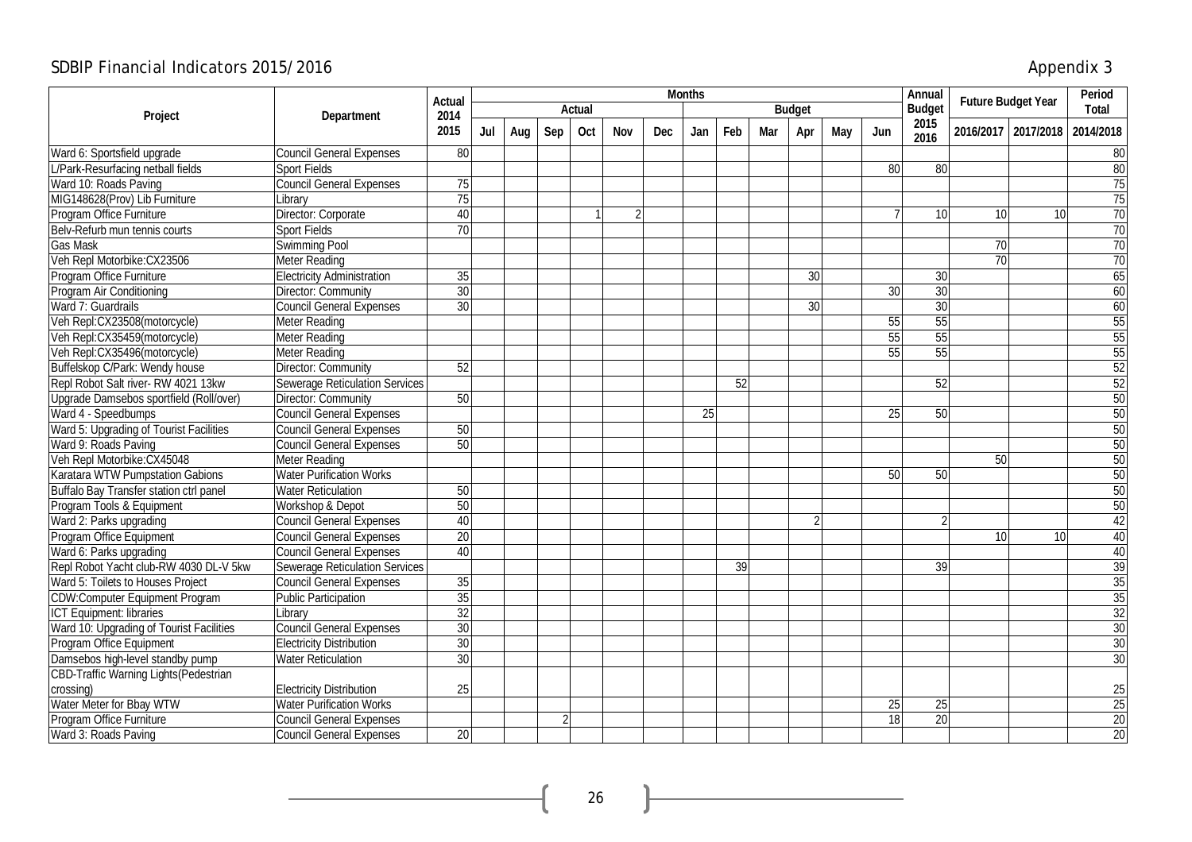# SDBIP Financial Indicators 2015/2016

## Appendix 3

| Project | Department | Actual 2014 2015 | Months | | | | | | | | | | | | Annual Budget 2015 2016 | Future Budget Year | | Period Total |
|---|---|---|---|---|---|---|---|---|---|---|---|---|---|---|---|---|---|---|
| | | | Actual | | | | | | Budget | | | | | | | | | |
| | | | Jul | Aug | Sep | Oct | Nov | Dec | Jan | Feb | Mar | Apr | May | Jun | | 2016/2017 | 2017/2018 | 2014/2018 |
| Ward 6: Sportsfield upgrade | Council General Expenses | 80 | | | | | | | | | | | | | | | | 80 |
| L/Park-Resurfacing netball fields | Sport Fields | | | | | | | | | | | | | 80 | 80 | | | 80 |
| Ward 10: Roads Paving | Council General Expenses | 75 | | | | | | | | | | | | | | | | 75 |
| MIG148628(Prov) Lib Furniture | Library | 75 | | | | | | | | | | | | | | | | 75 |
| Program Office Furniture | Director: Corporate | 40 | | | | 1 | 2 | | | | | | | 7 | 10 | 10 | 10 | 70 |
| Belv-Refurb mun tennis courts | Sport Fields | 70 | | | | | | | | | | | | | | | | 70 |
| Gas Mask | Swimming Pool | | | | | | | | | | | | | | | 70 | | 70 |
| Veh Repl Motorbike:CX23506 | Meter Reading | | | | | | | | | | | | | | | 70 | | 70 |
| Program Office Furniture | Electricity Administration | 35 | | | | | | | | | | 30 | | | 30 | | | 65 |
| Program Air Conditioning | Director: Community | 30 | | | | | | | | | | | | 30 | 30 | | | 60 |
| Ward 7: Guardrails | Council General Expenses | 30 | | | | | | | | | | 30 | | | 30 | | | 60 |
| Veh Repl:CX23508(motorcycle) | Meter Reading | | | | | | | | | | | | | 55 | 55 | | | 55 |
| Veh Repl:CX35459(motorcycle) | Meter Reading | | | | | | | | | | | | | 55 | 55 | | | 55 |
| Veh Repl:CX35496(motorcycle) | Meter Reading | | | | | | | | | | | | | 55 | 55 | | | 55 |
| Buffelskop C/Park: Wendy house | Director: Community | 52 | | | | | | | | | | | | | | | | 52 |
| Repl Robot Salt river- RW 4021 13kw | Sewerage Reticulation Services | | | | | | | | | 52 | | | | | 52 | | | 52 |
| Upgrade Damsebos sportfield (Roll/over) | Director: Community | 50 | | | | | | | | | | | | | | | | 50 |
| Ward 4 - Speedbumps | Council General Expenses | | | | | | | | 25 | | | | | 25 | 50 | | | 50 |
| Ward 5: Upgrading of Tourist Facilities | Council General Expenses | 50 | | | | | | | | | | | | | | | | 50 |
| Ward 9: Roads Paving | Council General Expenses | 50 | | | | | | | | | | | | | | | | 50 |
| Veh Repl Motorbike:CX45048 | Meter Reading | | | | | | | | | | | | | | | 50 | | 50 |
| Karatara WTW Pumpstation Gabions | Water Purification Works | | | | | | | | | | | | | 50 | 50 | | | 50 |
| Buffalo Bay Transfer station ctrl panel | Water Reticulation | 50 | | | | | | | | | | | | | | | | 50 |
| Program Tools & Equipment | Workshop & Depot | 50 | | | | | | | | | | | | | | | | 50 |
| Ward 2: Parks upgrading | Council General Expenses | 40 | | | | | | | | | | 2 | | | 2 | | | 42 |
| Program Office Equipment | Council General Expenses | 20 | | | | | | | | | | | | | | 10 | 10 | 40 |
| Ward 6: Parks upgrading | Council General Expenses | 40 | | | | | | | | | | | | | | | | 40 |
| Repl Robot Yacht club-RW 4030 DL-V 5kw | Sewerage Reticulation Services | | | | | | | | | 39 | | | | | 39 | | | 39 |
| Ward 5: Toilets to Houses Project | Council General Expenses | 35 | | | | | | | | | | | | | | | | 35 |
| CDW:Computer Equipment Program | Public Participation | 35 | | | | | | | | | | | | | | | | 35 |
| ICT Equipment: libraries | Library | 32 | | | | | | | | | | | | | | | | 32 |
| Ward 10: Upgrading of Tourist Facilities | Council General Expenses | 30 | | | | | | | | | | | | | | | | 30 |
| Program Office Equipment | Electricity Distribution | 30 | | | | | | | | | | | | | | | | 30 |
| Damsebos high-level standby pump | Water Reticulation | 30 | | | | | | | | | | | | | | | | 30 |
| CBD-Traffic Warning Lights(Pedestrian crossing) | Electricity Distribution | 25 | | | | | | | | | | | | | | | | 25 |
| Water Meter for Bbay WTW | Water Purification Works | | | | | | | | | | | | | 25 | 25 | | | 25 |
| Program Office Furniture | Council General Expenses | | | | 2 | | | | | | | | | 18 | 20 | | | 20 |
| Ward 3: Roads Paving | Council General Expenses | 20 | | | | | | | | | | | | | | | | 20 |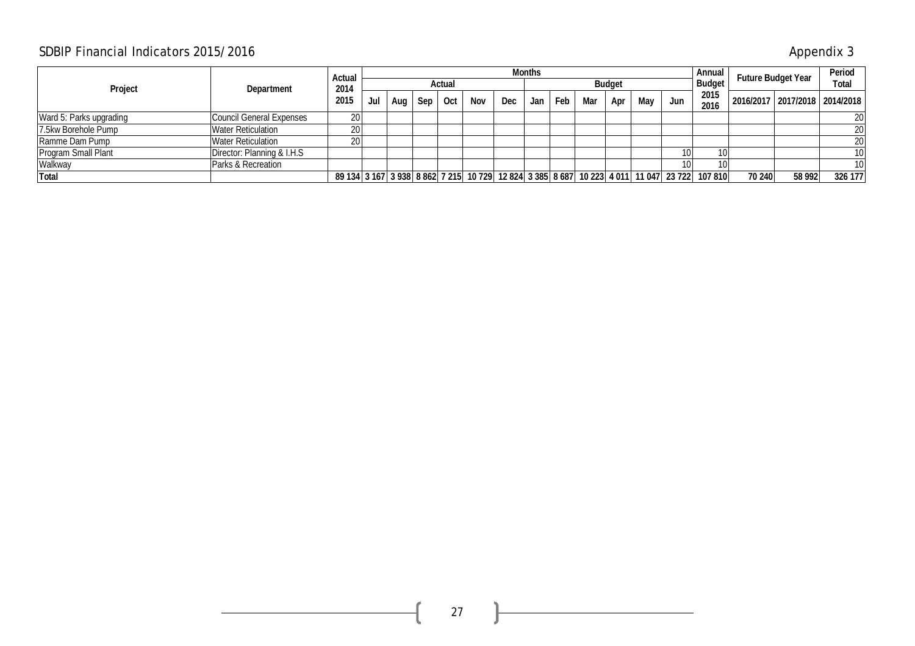# SDBIP Financial Indicators 2015/2016

Appendix 3

| Project | Department | Actual 2014 2015 | Months | | | | | | | | | | | | Annual Budget 2015 2016 | Future Budget Year | | Period Total |
|---|---|---|---|---|---|---|---|---|---|---|---|---|---|---|---|---|---|---|
| | | | Actual | | | | | | Budget | | | | | | | | | |
| | | | Jul | Aug | Sep | Oct | Nov | Dec | Jan | Feb | Mar | Apr | May | Jun | | 2016/2017 | 2017/2018 | 2014/2018 |
| Ward 5: Parks upgrading | Council General Expenses | 20 | | | | | | | | | | | | | | | | 20 |
| 7.5kw Borehole Pump | Water Reticulation | 20 | | | | | | | | | | | | | | | | 20 |
| Ramme Dam Pump | Water Reticulation | 20 | | | | | | | | | | | | | | | | 20 |
| Program Small Plant | Director: Planning & I.H.S | | | | | | | | | | | | | 10 | 10 | | | 10 |
| Walkway | Parks & Recreation | | | | | | | | | | | | | 10 | 10 | | | 10 |
| **Total** | | **89 134** | **3 167** | **3 938** | **8 862** | **7 215** | **10 729** | **12 824** | **3 385** | **8 687** | **10 223** | **4 011** | **11 047** | **23 722** | **107 810** | **70 240** | **58 992** | **326 177** |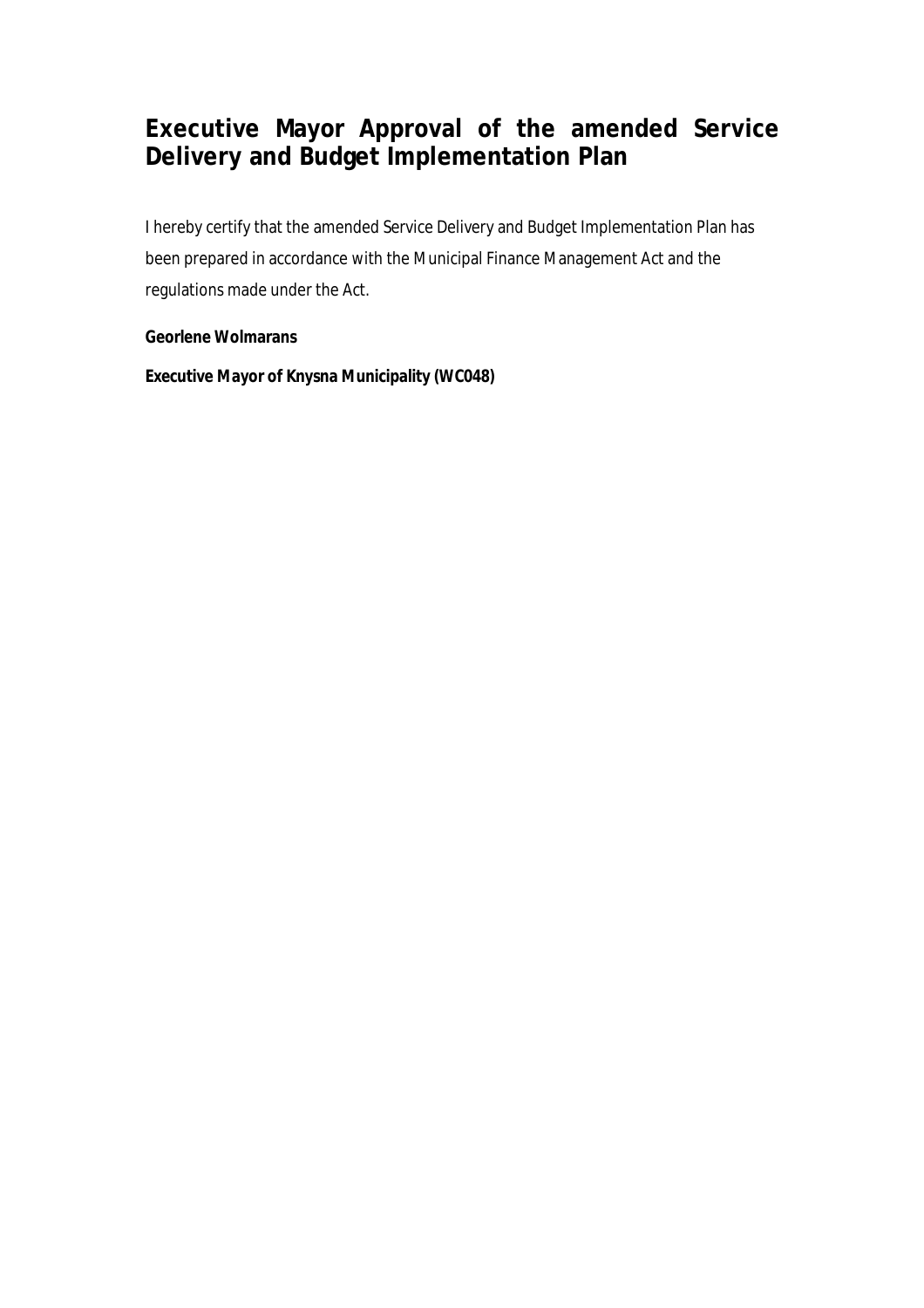# Executive Mayor Approval of the amended Service Delivery and Budget Implementation Plan

I hereby certify that the amended Service Delivery and Budget Implementation Plan has been prepared in accordance with the Municipal Finance Management Act and the regulations made under the Act.

**Georlene Wolmarans**

**Executive Mayor of Knysna Municipality (WC048)**